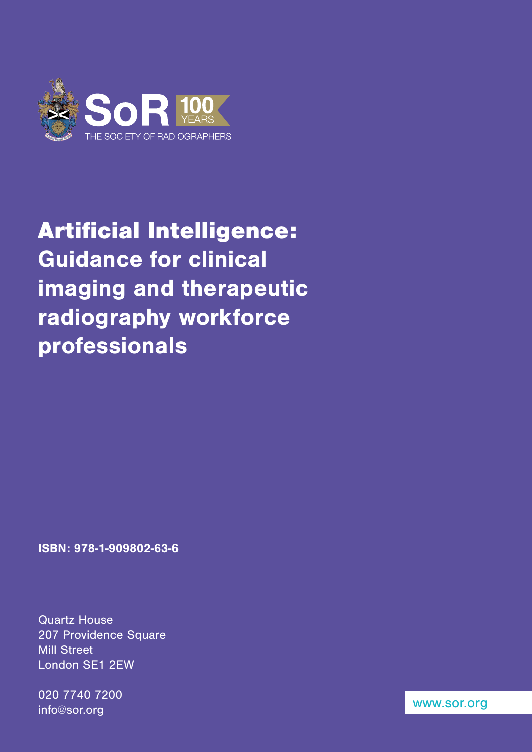SoR 100 YEARS

THE SOCIETY OF RADIOGRAPHERS

# Artificial Intelligence: Guidance for clinical imaging and therapeutic radiography workforce professionals

**ISBN: 978-1-909802-63-6**

Quartz House
207 Providence Square
Mill Street
London SE1 2EW

020 7740 7200
info@sor.org

www.sor.org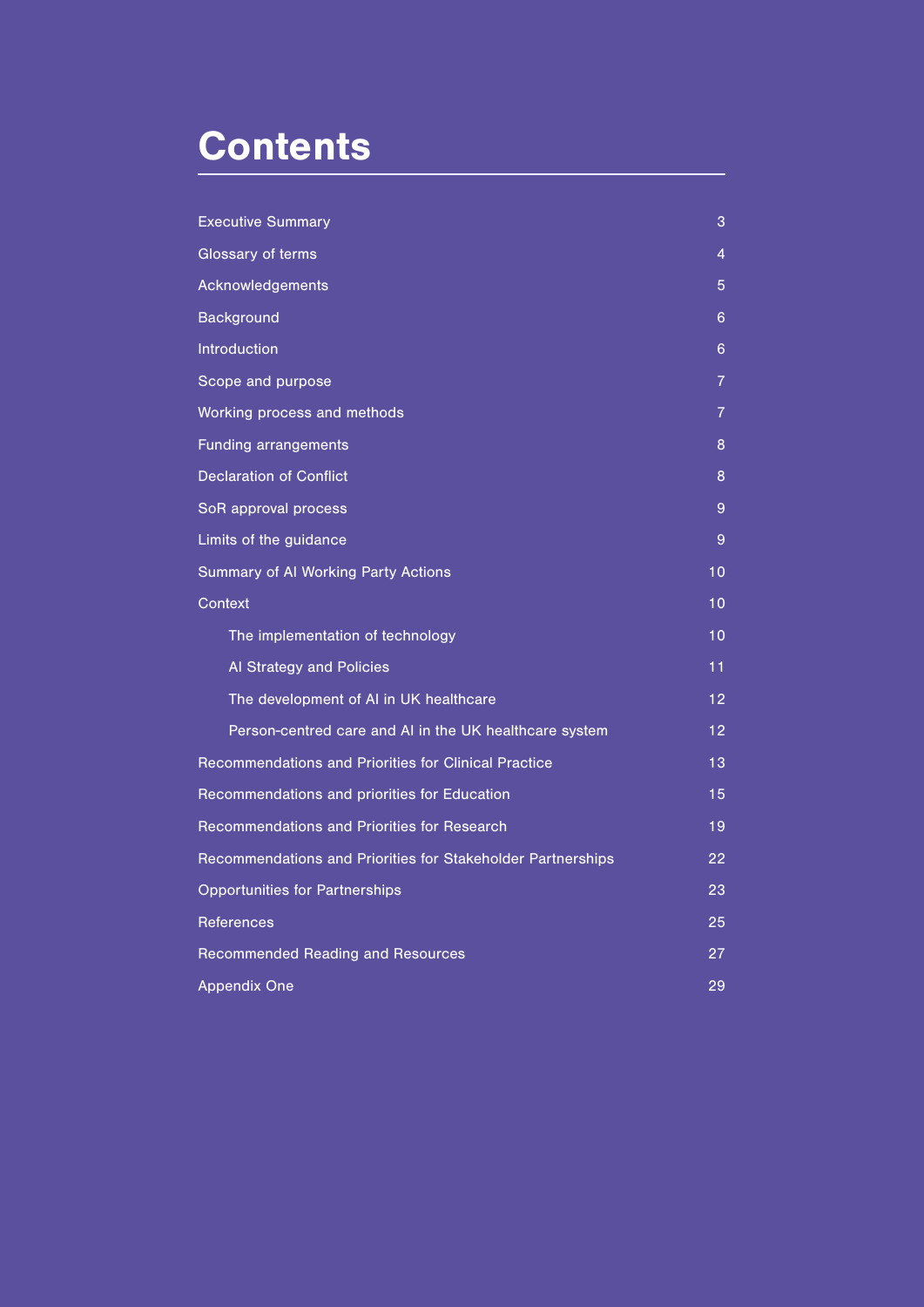# Contents

| | |
|---|---|
| Executive Summary | 3 |
| Glossary of terms | 4 |
| Acknowledgements | 5 |
| Background | 6 |
| Introduction | 6 |
| Scope and purpose | 7 |
| Working process and methods | 7 |
| Funding arrangements | 8 |
| Declaration of Conflict | 8 |
| SoR approval process | 9 |
| Limits of the guidance | 9 |
| Summary of AI Working Party Actions | 10 |
| Context | 10 |
| The implementation of technology | 10 |
| AI Strategy and Policies | 11 |
| The development of AI in UK healthcare | 12 |
| Person-centred care and AI in the UK healthcare system | 12 |
| Recommendations and Priorities for Clinical Practice | 13 |
| Recommendations and priorities for Education | 15 |
| Recommendations and Priorities for Research | 19 |
| Recommendations and Priorities for Stakeholder Partnerships | 22 |
| Opportunities for Partnerships | 23 |
| References | 25 |
| Recommended Reading and Resources | 27 |
| Appendix One | 29 |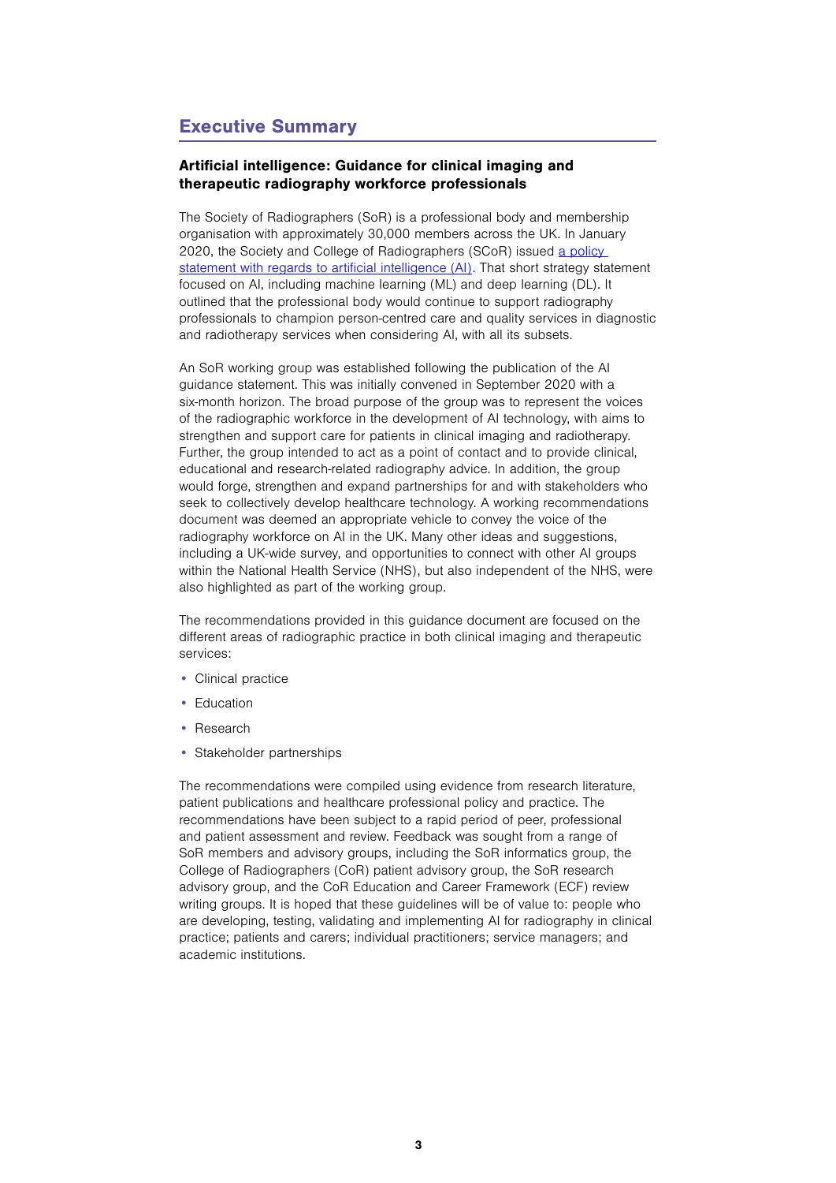## Executive Summary

### Artificial intelligence: Guidance for clinical imaging and therapeutic radiography workforce professionals

The Society of Radiographers (SoR) is a professional body and membership organisation with approximately 30,000 members across the UK. In January 2020, the Society and College of Radiographers (SCoR) issued a policy statement with regards to artificial intelligence (AI). That short strategy statement focused on AI, including machine learning (ML) and deep learning (DL). It outlined that the professional body would continue to support radiography professionals to champion person-centred care and quality services in diagnostic and radiotherapy services when considering AI, with all its subsets.

An SoR working group was established following the publication of the AI guidance statement. This was initially convened in September 2020 with a six-month horizon. The broad purpose of the group was to represent the voices of the radiographic workforce in the development of AI technology, with aims to strengthen and support care for patients in clinical imaging and radiotherapy. Further, the group intended to act as a point of contact and to provide clinical, educational and research-related radiography advice. In addition, the group would forge, strengthen and expand partnerships for and with stakeholders who seek to collectively develop healthcare technology. A working recommendations document was deemed an appropriate vehicle to convey the voice of the radiography workforce on AI in the UK. Many other ideas and suggestions, including a UK-wide survey, and opportunities to connect with other AI groups within the National Health Service (NHS), but also independent of the NHS, were also highlighted as part of the working group.

The recommendations provided in this guidance document are focused on the different areas of radiographic practice in both clinical imaging and therapeutic services:

- Clinical practice
- Education
- Research
- Stakeholder partnerships

The recommendations were compiled using evidence from research literature, patient publications and healthcare professional policy and practice. The recommendations have been subject to a rapid period of peer, professional and patient assessment and review. Feedback was sought from a range of SoR members and advisory groups, including the SoR informatics group, the College of Radiographers (CoR) patient advisory group, the SoR research advisory group, and the CoR Education and Career Framework (ECF) review writing groups. It is hoped that these guidelines will be of value to: people who are developing, testing, validating and implementing AI for radiography in clinical practice; patients and carers; individual practitioners; service managers; and academic institutions.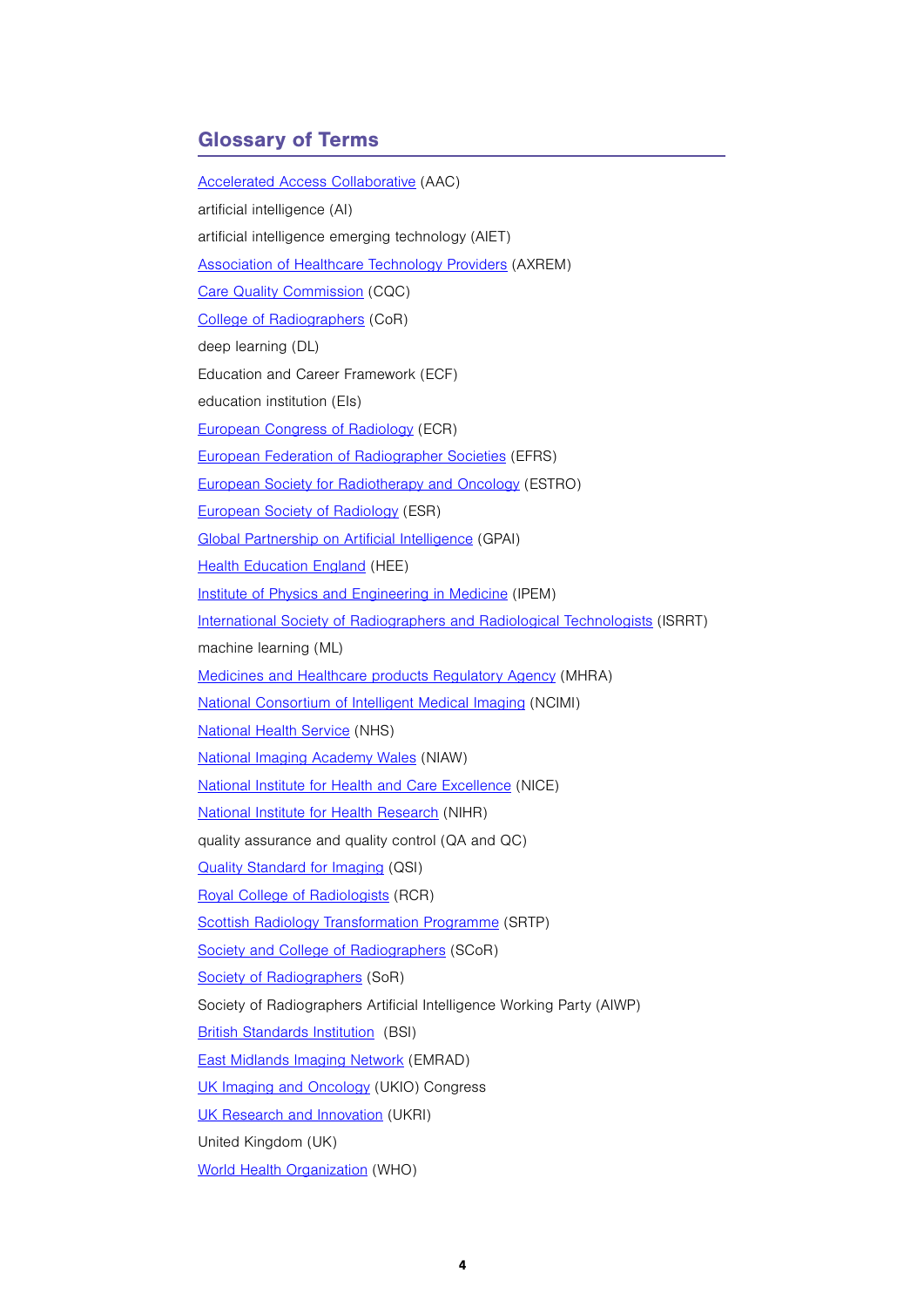## Glossary of Terms

Accelerated Access Collaborative (AAC)

artificial intelligence (AI)

artificial intelligence emerging technology (AIET)

Association of Healthcare Technology Providers (AXREM)

Care Quality Commission (CQC)

College of Radiographers (CoR)

deep learning (DL)

Education and Career Framework (ECF)

education institution (EIs)

European Congress of Radiology (ECR)

European Federation of Radiographer Societies (EFRS)

European Society for Radiotherapy and Oncology (ESTRO)

European Society of Radiology (ESR)

Global Partnership on Artificial Intelligence (GPAI)

Health Education England (HEE)

Institute of Physics and Engineering in Medicine (IPEM)

International Society of Radiographers and Radiological Technologists (ISRRT)

machine learning (ML)

Medicines and Healthcare products Regulatory Agency (MHRA)

National Consortium of Intelligent Medical Imaging (NCIMI)

National Health Service (NHS)

National Imaging Academy Wales (NIAW)

National Institute for Health and Care Excellence (NICE)

National Institute for Health Research (NIHR)

quality assurance and quality control (QA and QC)

Quality Standard for Imaging (QSI)

Royal College of Radiologists (RCR)

Scottish Radiology Transformation Programme (SRTP)

Society and College of Radiographers (SCoR)

Society of Radiographers (SoR)

Society of Radiographers Artificial Intelligence Working Party (AIWP)

British Standards Institution (BSI)

East Midlands Imaging Network (EMRAD)

UK Imaging and Oncology (UKIO) Congress

UK Research and Innovation (UKRI)

United Kingdom (UK)

World Health Organization (WHO)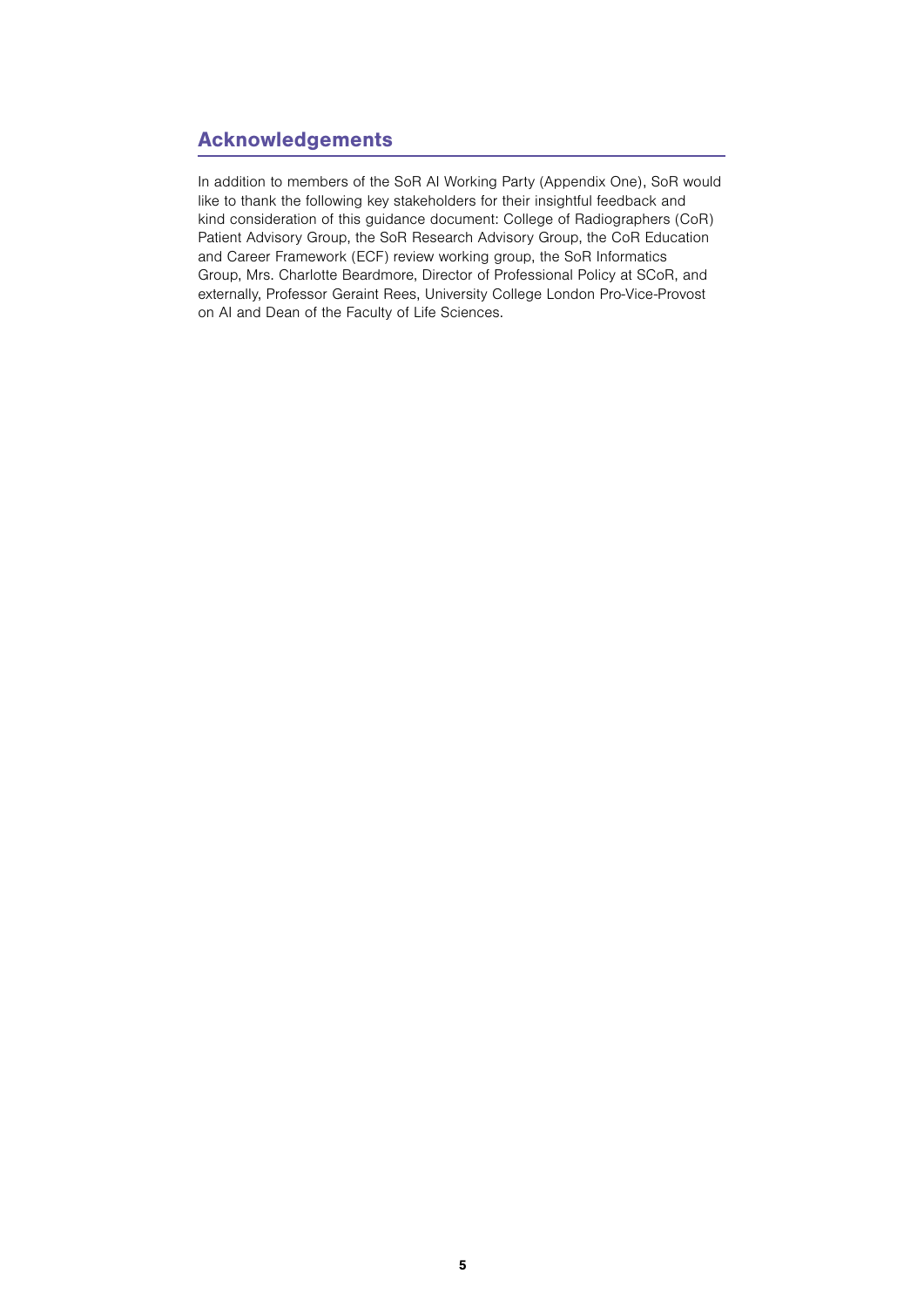## Acknowledgements

In addition to members of the SoR AI Working Party (Appendix One), SoR would like to thank the following key stakeholders for their insightful feedback and kind consideration of this guidance document: College of Radiographers (CoR) Patient Advisory Group, the SoR Research Advisory Group, the CoR Education and Career Framework (ECF) review working group, the SoR Informatics Group, Mrs. Charlotte Beardmore, Director of Professional Policy at SCoR, and externally, Professor Geraint Rees, University College London Pro-Vice-Provost on AI and Dean of the Faculty of Life Sciences.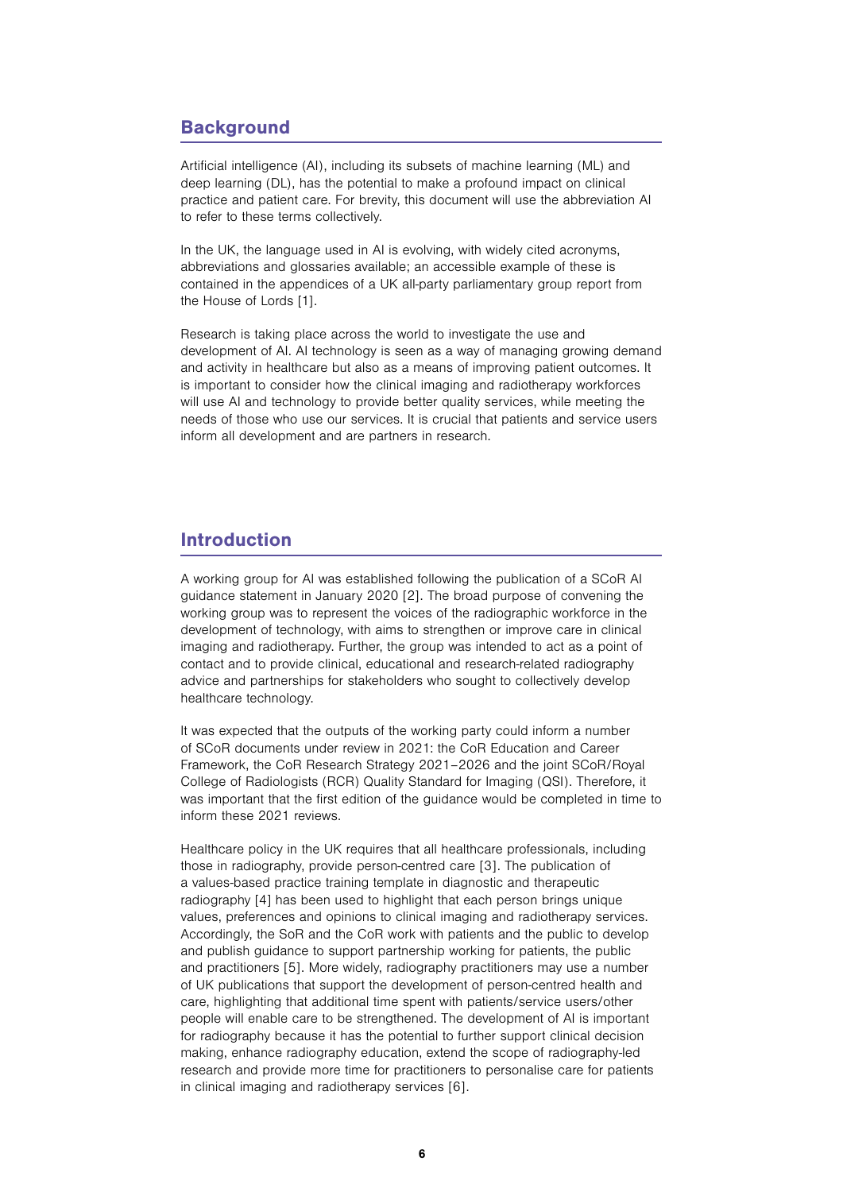## Background

Artificial intelligence (AI), including its subsets of machine learning (ML) and deep learning (DL), has the potential to make a profound impact on clinical practice and patient care. For brevity, this document will use the abbreviation AI to refer to these terms collectively.

In the UK, the language used in AI is evolving, with widely cited acronyms, abbreviations and glossaries available; an accessible example of these is contained in the appendices of a UK all-party parliamentary group report from the House of Lords [1].

Research is taking place across the world to investigate the use and development of AI. AI technology is seen as a way of managing growing demand and activity in healthcare but also as a means of improving patient outcomes. It is important to consider how the clinical imaging and radiotherapy workforces will use AI and technology to provide better quality services, while meeting the needs of those who use our services. It is crucial that patients and service users inform all development and are partners in research.

## Introduction

A working group for AI was established following the publication of a SCoR AI guidance statement in January 2020 [2]. The broad purpose of convening the working group was to represent the voices of the radiographic workforce in the development of technology, with aims to strengthen or improve care in clinical imaging and radiotherapy. Further, the group was intended to act as a point of contact and to provide clinical, educational and research-related radiography advice and partnerships for stakeholders who sought to collectively develop healthcare technology.

It was expected that the outputs of the working party could inform a number of SCoR documents under review in 2021: the CoR Education and Career Framework, the CoR Research Strategy 2021–2026 and the joint SCoR/Royal College of Radiologists (RCR) Quality Standard for Imaging (QSI). Therefore, it was important that the first edition of the guidance would be completed in time to inform these 2021 reviews.

Healthcare policy in the UK requires that all healthcare professionals, including those in radiography, provide person-centred care [3]. The publication of a values-based practice training template in diagnostic and therapeutic radiography [4] has been used to highlight that each person brings unique values, preferences and opinions to clinical imaging and radiotherapy services. Accordingly, the SoR and the CoR work with patients and the public to develop and publish guidance to support partnership working for patients, the public and practitioners [5]. More widely, radiography practitioners may use a number of UK publications that support the development of person-centred health and care, highlighting that additional time spent with patients/service users/other people will enable care to be strengthened. The development of AI is important for radiography because it has the potential to further support clinical decision making, enhance radiography education, extend the scope of radiography-led research and provide more time for practitioners to personalise care for patients in clinical imaging and radiotherapy services [6].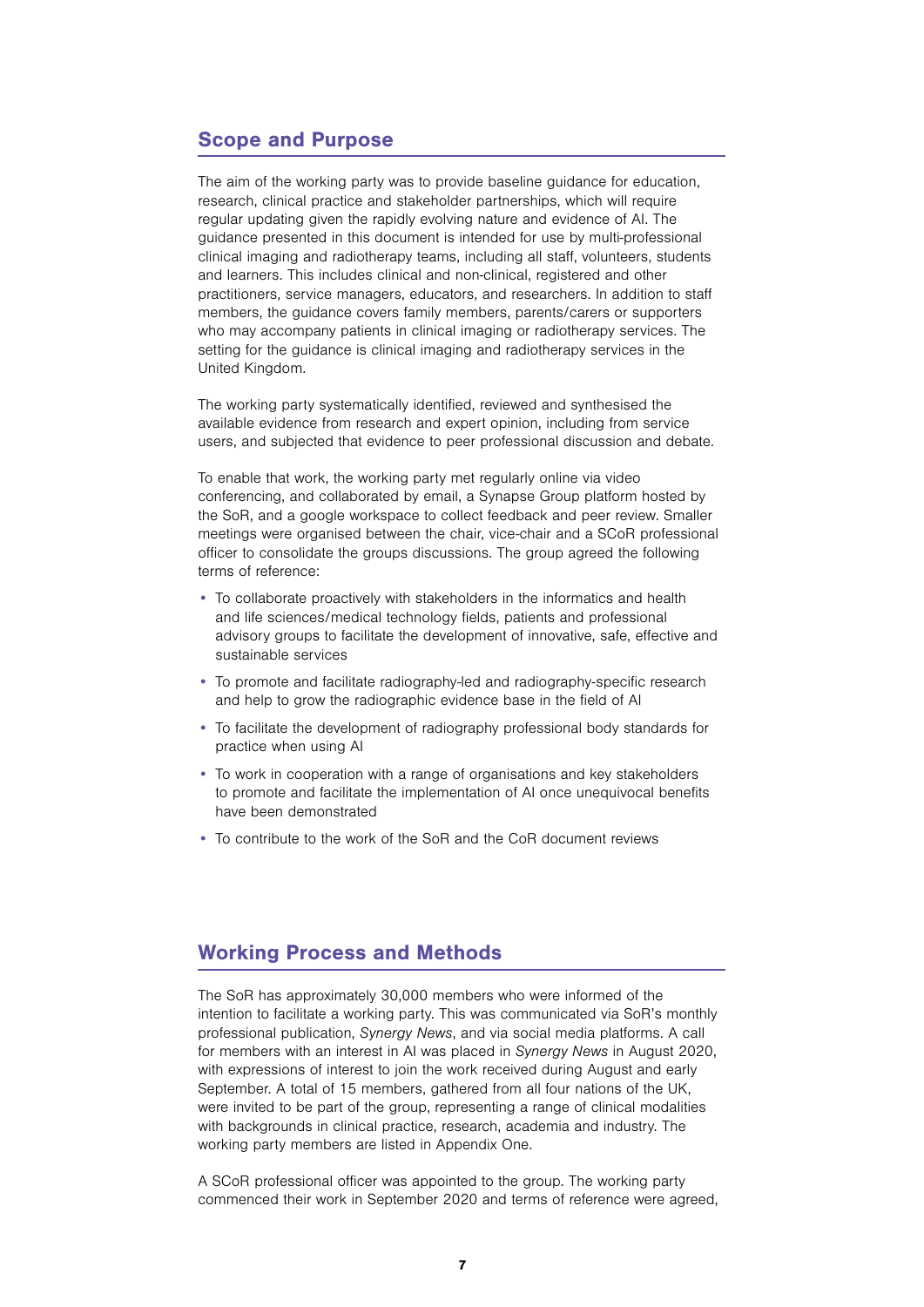## Scope and Purpose

The aim of the working party was to provide baseline guidance for education, research, clinical practice and stakeholder partnerships, which will require regular updating given the rapidly evolving nature and evidence of AI. The guidance presented in this document is intended for use by multi-professional clinical imaging and radiotherapy teams, including all staff, volunteers, students and learners. This includes clinical and non-clinical, registered and other practitioners, service managers, educators, and researchers. In addition to staff members, the guidance covers family members, parents/carers or supporters who may accompany patients in clinical imaging or radiotherapy services. The setting for the guidance is clinical imaging and radiotherapy services in the United Kingdom.

The working party systematically identified, reviewed and synthesised the available evidence from research and expert opinion, including from service users, and subjected that evidence to peer professional discussion and debate.

To enable that work, the working party met regularly online via video conferencing, and collaborated by email, a Synapse Group platform hosted by the SoR, and a google workspace to collect feedback and peer review. Smaller meetings were organised between the chair, vice-chair and a SCoR professional officer to consolidate the groups discussions. The group agreed the following terms of reference:

- To collaborate proactively with stakeholders in the informatics and health and life sciences/medical technology fields, patients and professional advisory groups to facilitate the development of innovative, safe, effective and sustainable services
- To promote and facilitate radiography-led and radiography-specific research and help to grow the radiographic evidence base in the field of AI
- To facilitate the development of radiography professional body standards for practice when using AI
- To work in cooperation with a range of organisations and key stakeholders to promote and facilitate the implementation of AI once unequivocal benefits have been demonstrated
- To contribute to the work of the SoR and the CoR document reviews

## Working Process and Methods

The SoR has approximately 30,000 members who were informed of the intention to facilitate a working party. This was communicated via SoR's monthly professional publication, *Synergy News*, and via social media platforms. A call for members with an interest in AI was placed in *Synergy News* in August 2020, with expressions of interest to join the work received during August and early September. A total of 15 members, gathered from all four nations of the UK, were invited to be part of the group, representing a range of clinical modalities with backgrounds in clinical practice, research, academia and industry. The working party members are listed in Appendix One.

A SCoR professional officer was appointed to the group. The working party commenced their work in September 2020 and terms of reference were agreed,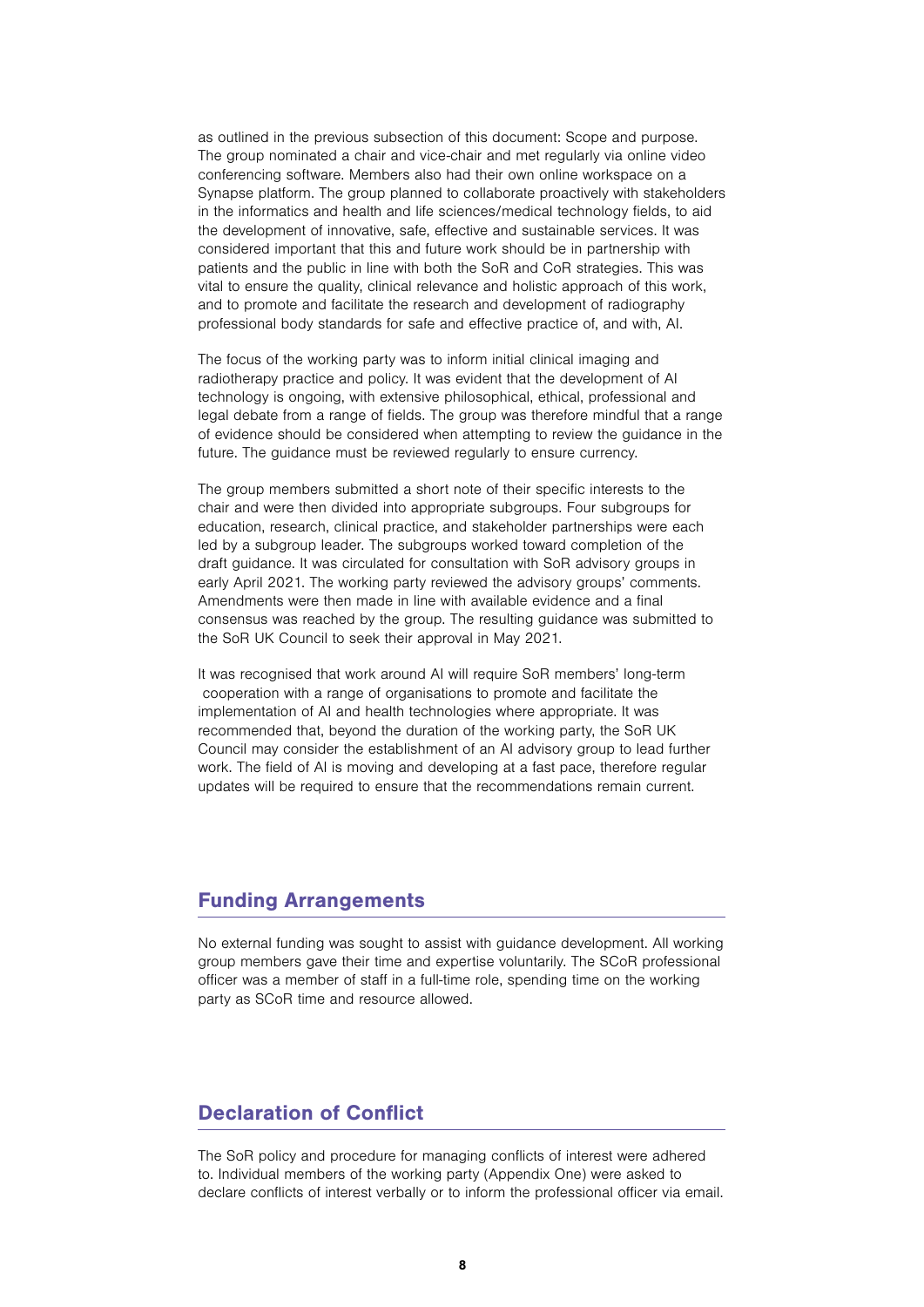as outlined in the previous subsection of this document: Scope and purpose. The group nominated a chair and vice-chair and met regularly via online video conferencing software. Members also had their own online workspace on a Synapse platform. The group planned to collaborate proactively with stakeholders in the informatics and health and life sciences/medical technology fields, to aid the development of innovative, safe, effective and sustainable services. It was considered important that this and future work should be in partnership with patients and the public in line with both the SoR and CoR strategies. This was vital to ensure the quality, clinical relevance and holistic approach of this work, and to promote and facilitate the research and development of radiography professional body standards for safe and effective practice of, and with, AI.

The focus of the working party was to inform initial clinical imaging and radiotherapy practice and policy. It was evident that the development of AI technology is ongoing, with extensive philosophical, ethical, professional and legal debate from a range of fields. The group was therefore mindful that a range of evidence should be considered when attempting to review the guidance in the future. The guidance must be reviewed regularly to ensure currency.

The group members submitted a short note of their specific interests to the chair and were then divided into appropriate subgroups. Four subgroups for education, research, clinical practice, and stakeholder partnerships were each led by a subgroup leader. The subgroups worked toward completion of the draft guidance. It was circulated for consultation with SoR advisory groups in early April 2021. The working party reviewed the advisory groups' comments. Amendments were then made in line with available evidence and a final consensus was reached by the group. The resulting guidance was submitted to the SoR UK Council to seek their approval in May 2021.

It was recognised that work around AI will require SoR members' long-term cooperation with a range of organisations to promote and facilitate the implementation of AI and health technologies where appropriate. It was recommended that, beyond the duration of the working party, the SoR UK Council may consider the establishment of an AI advisory group to lead further work. The field of AI is moving and developing at a fast pace, therefore regular updates will be required to ensure that the recommendations remain current.

## Funding Arrangements

No external funding was sought to assist with guidance development. All working group members gave their time and expertise voluntarily. The SCoR professional officer was a member of staff in a full-time role, spending time on the working party as SCoR time and resource allowed.

## Declaration of Conflict

The SoR policy and procedure for managing conflicts of interest were adhered to. Individual members of the working party (Appendix One) were asked to declare conflicts of interest verbally or to inform the professional officer via email.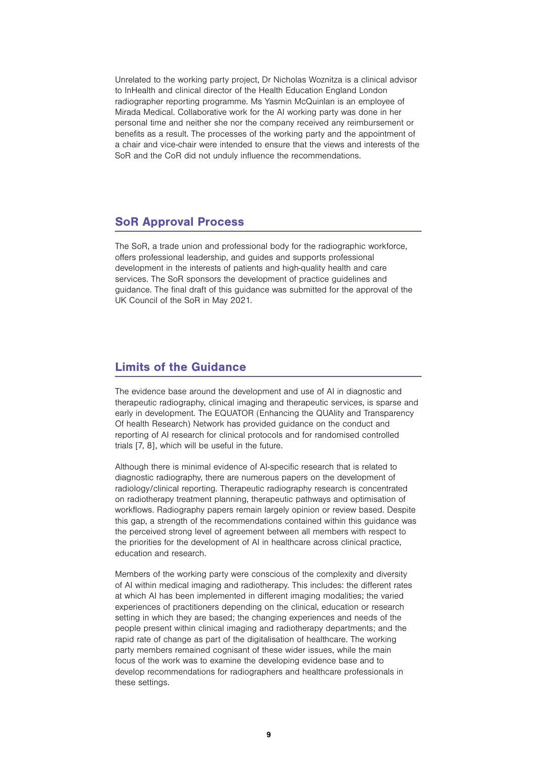Unrelated to the working party project, Dr Nicholas Woznitza is a clinical advisor to InHealth and clinical director of the Health Education England London radiographer reporting programme. Ms Yasmin McQuinlan is an employee of Mirada Medical. Collaborative work for the AI working party was done in her personal time and neither she nor the company received any reimbursement or benefits as a result. The processes of the working party and the appointment of a chair and vice-chair were intended to ensure that the views and interests of the SoR and the CoR did not unduly influence the recommendations.

## SoR Approval Process

The SoR, a trade union and professional body for the radiographic workforce, offers professional leadership, and guides and supports professional development in the interests of patients and high-quality health and care services. The SoR sponsors the development of practice guidelines and guidance. The final draft of this guidance was submitted for the approval of the UK Council of the SoR in May 2021.

## Limits of the Guidance

The evidence base around the development and use of AI in diagnostic and therapeutic radiography, clinical imaging and therapeutic services, is sparse and early in development. The EQUATOR (Enhancing the QUAlity and Transparency Of health Research) Network has provided guidance on the conduct and reporting of AI research for clinical protocols and for randomised controlled trials [7, 8], which will be useful in the future.

Although there is minimal evidence of AI-specific research that is related to diagnostic radiography, there are numerous papers on the development of radiology/clinical reporting. Therapeutic radiography research is concentrated on radiotherapy treatment planning, therapeutic pathways and optimisation of workflows. Radiography papers remain largely opinion or review based. Despite this gap, a strength of the recommendations contained within this guidance was the perceived strong level of agreement between all members with respect to the priorities for the development of AI in healthcare across clinical practice, education and research.

Members of the working party were conscious of the complexity and diversity of AI within medical imaging and radiotherapy. This includes: the different rates at which AI has been implemented in different imaging modalities; the varied experiences of practitioners depending on the clinical, education or research setting in which they are based; the changing experiences and needs of the people present within clinical imaging and radiotherapy departments; and the rapid rate of change as part of the digitalisation of healthcare. The working party members remained cognisant of these wider issues, while the main focus of the work was to examine the developing evidence base and to develop recommendations for radiographers and healthcare professionals in these settings.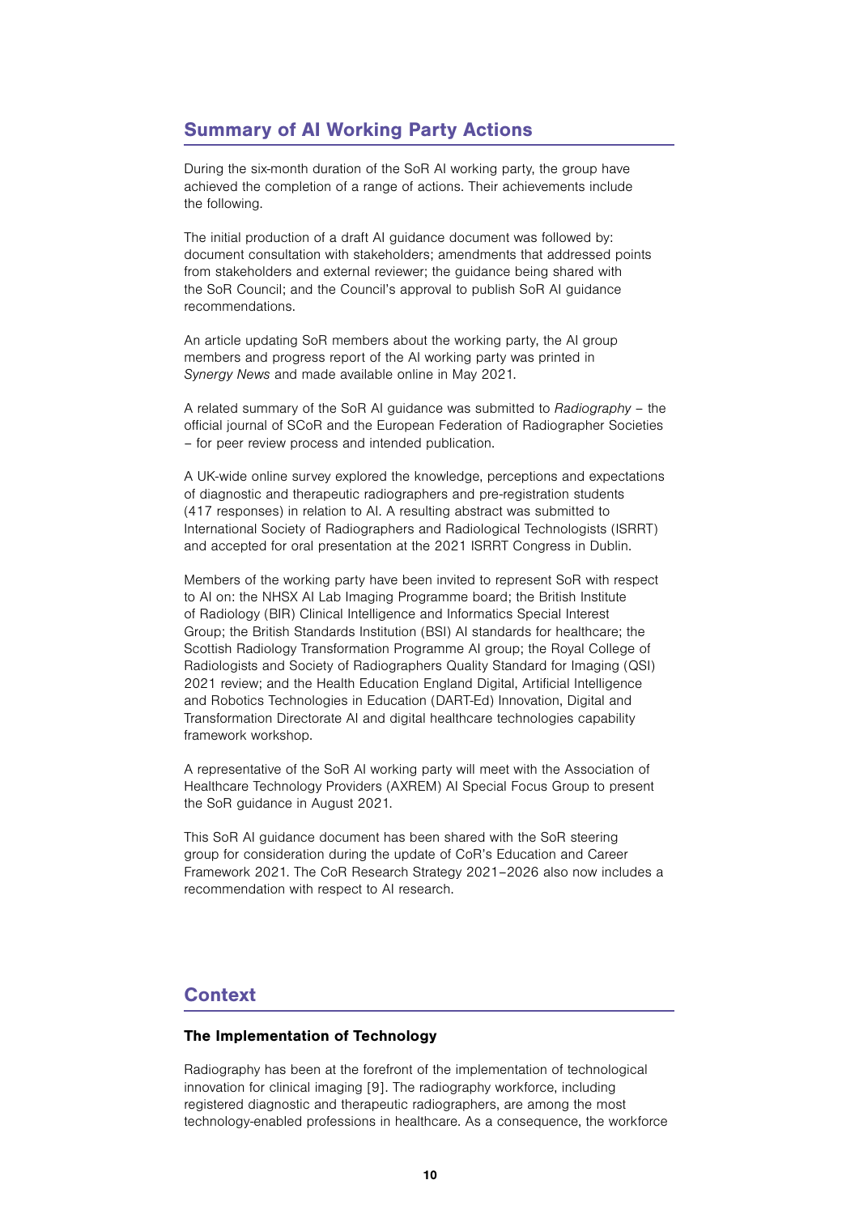## Summary of AI Working Party Actions

During the six-month duration of the SoR AI working party, the group have achieved the completion of a range of actions. Their achievements include the following.

The initial production of a draft AI guidance document was followed by: document consultation with stakeholders; amendments that addressed points from stakeholders and external reviewer; the guidance being shared with the SoR Council; and the Council's approval to publish SoR AI guidance recommendations.

An article updating SoR members about the working party, the AI group members and progress report of the AI working party was printed in *Synergy News* and made available online in May 2021.

A related summary of the SoR AI guidance was submitted to *Radiography* – the official journal of SCoR and the European Federation of Radiographer Societies – for peer review process and intended publication.

A UK-wide online survey explored the knowledge, perceptions and expectations of diagnostic and therapeutic radiographers and pre-registration students (417 responses) in relation to AI. A resulting abstract was submitted to International Society of Radiographers and Radiological Technologists (ISRRT) and accepted for oral presentation at the 2021 ISRRT Congress in Dublin.

Members of the working party have been invited to represent SoR with respect to AI on: the NHSX AI Lab Imaging Programme board; the British Institute of Radiology (BIR) Clinical Intelligence and Informatics Special Interest Group; the British Standards Institution (BSI) AI standards for healthcare; the Scottish Radiology Transformation Programme AI group; the Royal College of Radiologists and Society of Radiographers Quality Standard for Imaging (QSI) 2021 review; and the Health Education England Digital, Artificial Intelligence and Robotics Technologies in Education (DART-Ed) Innovation, Digital and Transformation Directorate AI and digital healthcare technologies capability framework workshop.

A representative of the SoR AI working party will meet with the Association of Healthcare Technology Providers (AXREM) AI Special Focus Group to present the SoR guidance in August 2021.

This SoR AI guidance document has been shared with the SoR steering group for consideration during the update of CoR's Education and Career Framework 2021. The CoR Research Strategy 2021–2026 also now includes a recommendation with respect to AI research.

## Context

### The Implementation of Technology

Radiography has been at the forefront of the implementation of technological innovation for clinical imaging [9]. The radiography workforce, including registered diagnostic and therapeutic radiographers, are among the most technology-enabled professions in healthcare. As a consequence, the workforce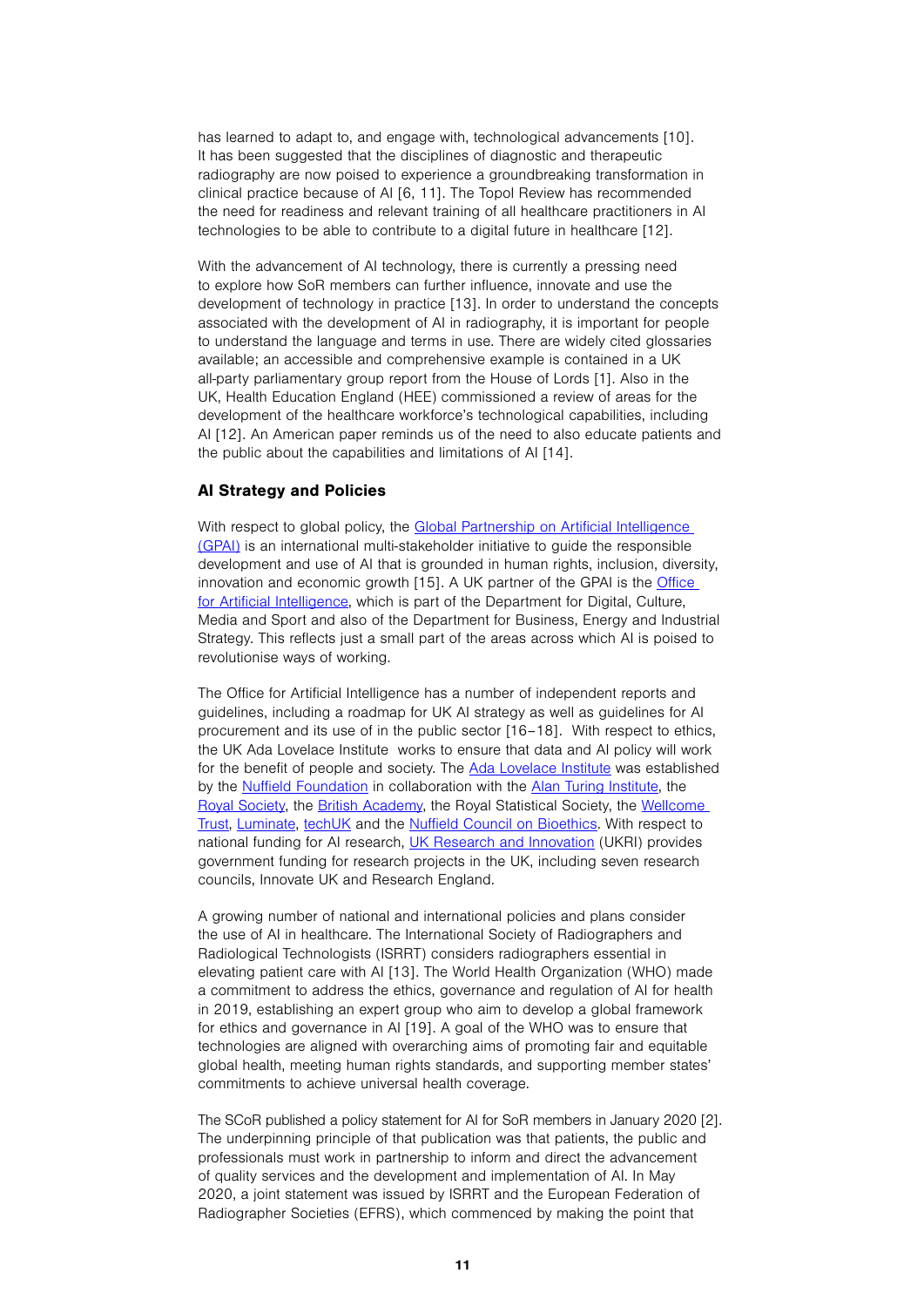has learned to adapt to, and engage with, technological advancements [10]. It has been suggested that the disciplines of diagnostic and therapeutic radiography are now poised to experience a groundbreaking transformation in clinical practice because of AI [6, 11]. The Topol Review has recommended the need for readiness and relevant training of all healthcare practitioners in AI technologies to be able to contribute to a digital future in healthcare [12].

With the advancement of AI technology, there is currently a pressing need to explore how SoR members can further influence, innovate and use the development of technology in practice [13]. In order to understand the concepts associated with the development of AI in radiography, it is important for people to understand the language and terms in use. There are widely cited glossaries available; an accessible and comprehensive example is contained in a UK all-party parliamentary group report from the House of Lords [1]. Also in the UK, Health Education England (HEE) commissioned a review of areas for the development of the healthcare workforce's technological capabilities, including AI [12]. An American paper reminds us of the need to also educate patients and the public about the capabilities and limitations of AI [14].

### AI Strategy and Policies

With respect to global policy, the Global Partnership on Artificial Intelligence (GPAI) is an international multi-stakeholder initiative to guide the responsible development and use of AI that is grounded in human rights, inclusion, diversity, innovation and economic growth [15]. A UK partner of the GPAI is the Office for Artificial Intelligence, which is part of the Department for Digital, Culture, Media and Sport and also of the Department for Business, Energy and Industrial Strategy. This reflects just a small part of the areas across which AI is poised to revolutionise ways of working.

The Office for Artificial Intelligence has a number of independent reports and guidelines, including a roadmap for UK AI strategy as well as guidelines for AI procurement and its use of in the public sector [16–18]. With respect to ethics, the UK Ada Lovelace Institute works to ensure that data and AI policy will work for the benefit of people and society. The Ada Lovelace Institute was established by the Nuffield Foundation in collaboration with the Alan Turing Institute, the Royal Society, the British Academy, the Royal Statistical Society, the Wellcome Trust, Luminate, techUK and the Nuffield Council on Bioethics. With respect to national funding for AI research, UK Research and Innovation (UKRI) provides government funding for research projects in the UK, including seven research councils, Innovate UK and Research England.

A growing number of national and international policies and plans consider the use of AI in healthcare. The International Society of Radiographers and Radiological Technologists (ISRRT) considers radiographers essential in elevating patient care with AI [13]. The World Health Organization (WHO) made a commitment to address the ethics, governance and regulation of AI for health in 2019, establishing an expert group who aim to develop a global framework for ethics and governance in AI [19]. A goal of the WHO was to ensure that technologies are aligned with overarching aims of promoting fair and equitable global health, meeting human rights standards, and supporting member states' commitments to achieve universal health coverage.

The SCoR published a policy statement for AI for SoR members in January 2020 [2]. The underpinning principle of that publication was that patients, the public and professionals must work in partnership to inform and direct the advancement of quality services and the development and implementation of AI. In May 2020, a joint statement was issued by ISRRT and the European Federation of Radiographer Societies (EFRS), which commenced by making the point that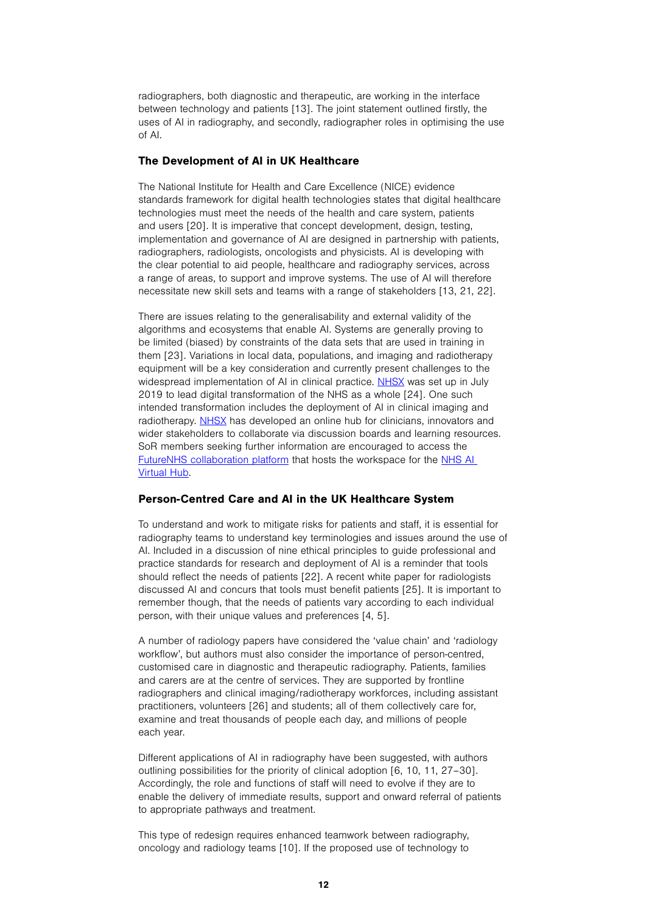radiographers, both diagnostic and therapeutic, are working in the interface between technology and patients [13]. The joint statement outlined firstly, the uses of AI in radiography, and secondly, radiographer roles in optimising the use of AI.

### The Development of AI in UK Healthcare

The National Institute for Health and Care Excellence (NICE) evidence standards framework for digital health technologies states that digital healthcare technologies must meet the needs of the health and care system, patients and users [20]. It is imperative that concept development, design, testing, implementation and governance of AI are designed in partnership with patients, radiographers, radiologists, oncologists and physicists. AI is developing with the clear potential to aid people, healthcare and radiography services, across a range of areas, to support and improve systems. The use of AI will therefore necessitate new skill sets and teams with a range of stakeholders [13, 21, 22].

There are issues relating to the generalisability and external validity of the algorithms and ecosystems that enable AI. Systems are generally proving to be limited (biased) by constraints of the data sets that are used in training in them [23]. Variations in local data, populations, and imaging and radiotherapy equipment will be a key consideration and currently present challenges to the widespread implementation of AI in clinical practice. NHSX was set up in July 2019 to lead digital transformation of the NHS as a whole [24]. One such intended transformation includes the deployment of AI in clinical imaging and radiotherapy. NHSX has developed an online hub for clinicians, innovators and wider stakeholders to collaborate via discussion boards and learning resources. SoR members seeking further information are encouraged to access the FutureNHS collaboration platform that hosts the workspace for the NHS AI Virtual Hub.

### Person-Centred Care and AI in the UK Healthcare System

To understand and work to mitigate risks for patients and staff, it is essential for radiography teams to understand key terminologies and issues around the use of AI. Included in a discussion of nine ethical principles to guide professional and practice standards for research and deployment of AI is a reminder that tools should reflect the needs of patients [22]. A recent white paper for radiologists discussed AI and concurs that tools must benefit patients [25]. It is important to remember though, that the needs of patients vary according to each individual person, with their unique values and preferences [4, 5].

A number of radiology papers have considered the 'value chain' and 'radiology workflow', but authors must also consider the importance of person-centred, customised care in diagnostic and therapeutic radiography. Patients, families and carers are at the centre of services. They are supported by frontline radiographers and clinical imaging/radiotherapy workforces, including assistant practitioners, volunteers [26] and students; all of them collectively care for, examine and treat thousands of people each day, and millions of people each year.

Different applications of AI in radiography have been suggested, with authors outlining possibilities for the priority of clinical adoption [6, 10, 11, 27–30]. Accordingly, the role and functions of staff will need to evolve if they are to enable the delivery of immediate results, support and onward referral of patients to appropriate pathways and treatment.

This type of redesign requires enhanced teamwork between radiography, oncology and radiology teams [10]. If the proposed use of technology to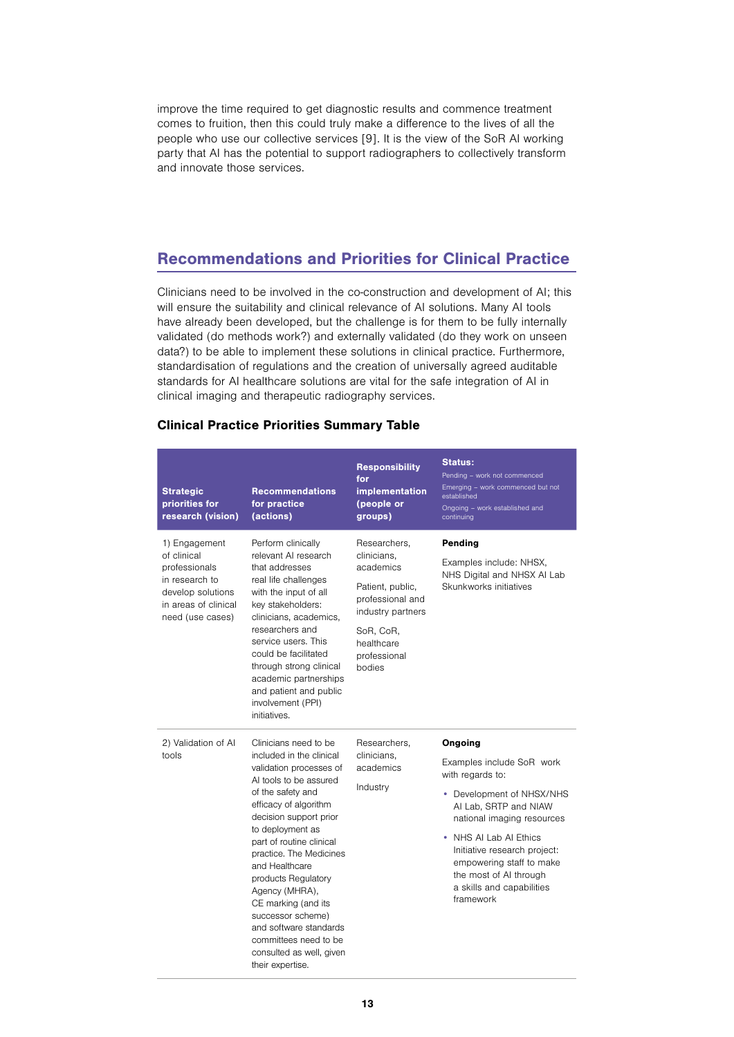improve the time required to get diagnostic results and commence treatment comes to fruition, then this could truly make a difference to the lives of all the people who use our collective services [9]. It is the view of the SoR AI working party that AI has the potential to support radiographers to collectively transform and innovate those services.

## Recommendations and Priorities for Clinical Practice

Clinicians need to be involved in the co-construction and development of AI; this will ensure the suitability and clinical relevance of AI solutions. Many AI tools have already been developed, but the challenge is for them to be fully internally validated (do methods work?) and externally validated (do they work on unseen data?) to be able to implement these solutions in clinical practice. Furthermore, standardisation of regulations and the creation of universally agreed auditable standards for AI healthcare solutions are vital for the safe integration of AI in clinical imaging and therapeutic radiography services.

### Clinical Practice Priorities Summary Table

| Strategic priorities for research (vision) | Recommendations for practice (actions) | Responsibility for implementation (people or groups) | Status:<br>Pending – work not commenced<br>Emerging – work commenced but not established<br>Ongoing – work established and continuing |
|---|---|---|---|
| 1) Engagement of clinical professionals in research to develop solutions in areas of clinical need (use cases) | Perform clinically relevant AI research that addresses real life challenges with the input of all key stakeholders: clinicians, academics, researchers and service users. This could be facilitated through strong clinical academic partnerships and patient and public involvement (PPI) initiatives. | Researchers, clinicians, academics<br><br>Patient, public, professional and industry partners<br><br>SoR, CoR, healthcare professional bodies | **Pending**<br><br>Examples include: NHSX, NHS Digital and NHSX AI Lab Skunkworks initiatives |
| 2) Validation of AI tools | Clinicians need to be included in the clinical validation processes of AI tools to be assured of the safety and efficacy of algorithm decision support prior to deployment as part of routine clinical practice. The Medicines and Healthcare products Regulatory Agency (MHRA), CE marking (and its successor scheme) and software standards committees need to be consulted as well, given their expertise. | Researchers, clinicians, academics<br><br>Industry | **Ongoing**<br><br>Examples include SoR work with regards to:<br>• Development of NHSX/NHS AI Lab, SRTP and NIAW national imaging resources<br>• NHS AI Lab AI Ethics Initiative research project: empowering staff to make the most of AI through a skills and capabilities framework |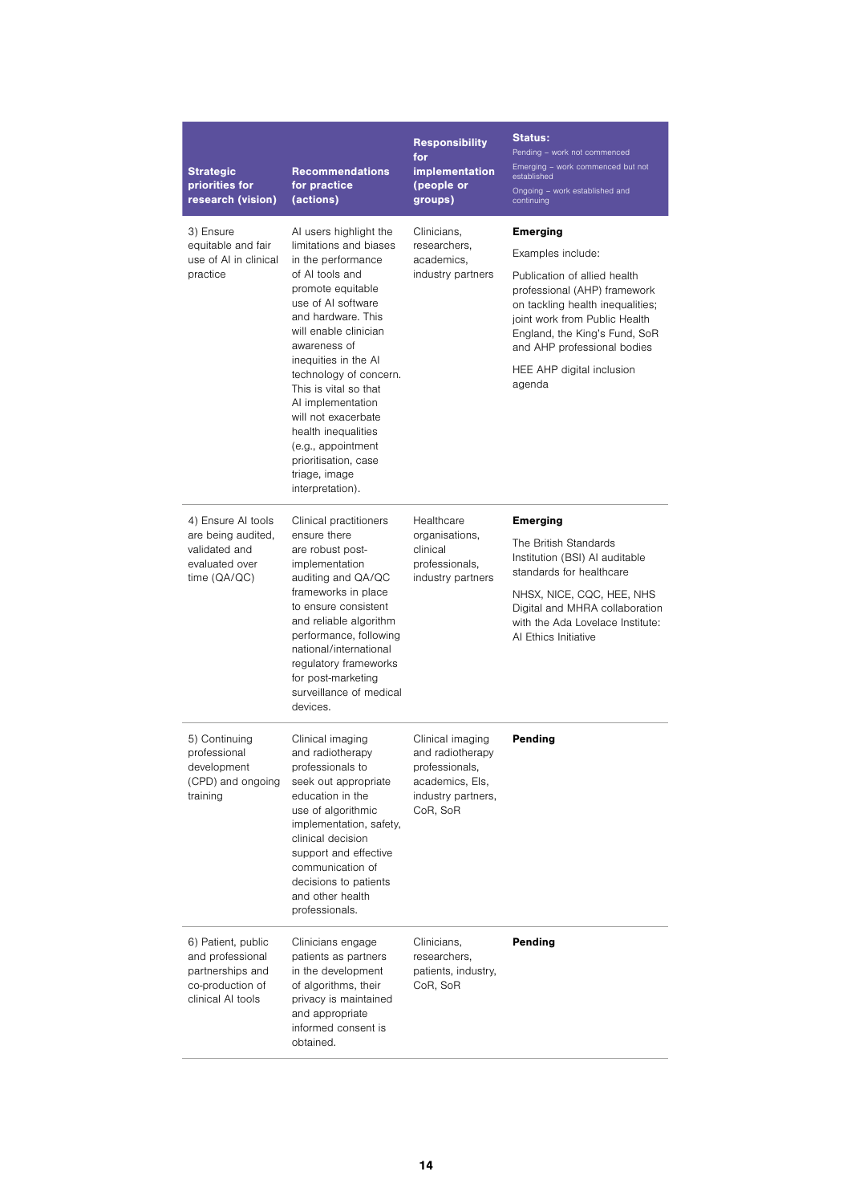| Strategic priorities for research (vision) | Recommendations for practice (actions) | Responsibility for implementation (people or groups) | Status: Pending – work not commenced; Emerging – work commenced but not established; Ongoing – work established and continuing |
|---|---|---|---|
| 3) Ensure equitable and fair use of AI in clinical practice | AI users highlight the limitations and biases in the performance of AI tools and promote equitable use of AI software and hardware. This will enable clinician awareness of inequities in the AI technology of concern. This is vital so that AI implementation will not exacerbate health inequalities (e.g., appointment prioritisation, case triage, image interpretation). | Clinicians, researchers, academics, industry partners | **Emerging**<br><br>Examples include:<br><br>Publication of allied health professional (AHP) framework on tackling health inequalities; joint work from Public Health England, the King's Fund, SoR and AHP professional bodies<br><br>HEE AHP digital inclusion agenda |
| 4) Ensure AI tools are being audited, validated and evaluated over time (QA/QC) | Clinical practitioners ensure there are robust post-implementation auditing and QA/QC frameworks in place to ensure consistent and reliable algorithm performance, following national/international regulatory frameworks for post-marketing surveillance of medical devices. | Healthcare organisations, clinical professionals, industry partners | **Emerging**<br><br>The British Standards Institution (BSI) AI auditable standards for healthcare<br><br>NHSX, NICE, CQC, HEE, NHS Digital and MHRA collaboration with the Ada Lovelace Institute: AI Ethics Initiative |
| 5) Continuing professional development (CPD) and ongoing training | Clinical imaging and radiotherapy professionals to seek out appropriate education in the use of algorithmic implementation, safety, clinical decision support and effective communication of decisions to patients and other health professionals. | Clinical imaging and radiotherapy professionals, academics, EIs, industry partners, CoR, SoR | **Pending** |
| 6) Patient, public and professional partnerships and co-production of clinical AI tools | Clinicians engage patients as partners in the development of algorithms, their privacy is maintained and appropriate informed consent is obtained. | Clinicians, researchers, patients, industry, CoR, SoR | **Pending** |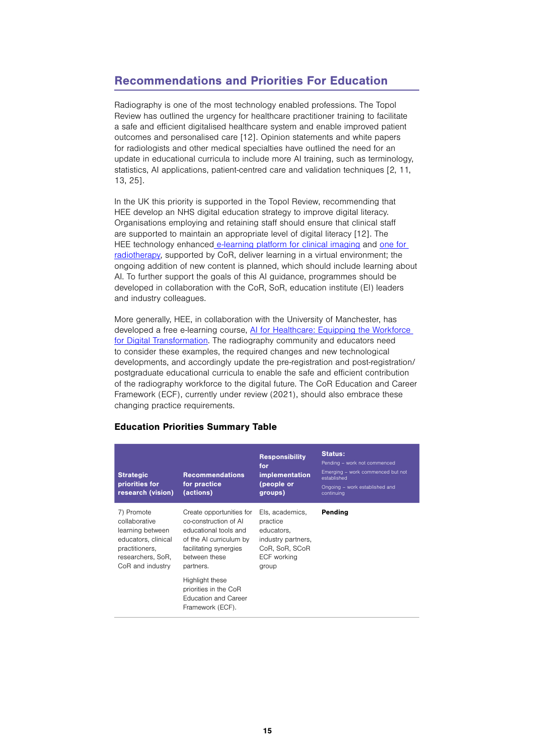## Recommendations and Priorities For Education

Radiography is one of the most technology enabled professions. The Topol Review has outlined the urgency for healthcare practitioner training to facilitate a safe and efficient digitalised healthcare system and enable improved patient outcomes and personalised care [12]. Opinion statements and white papers for radiologists and other medical specialties have outlined the need for an update in educational curricula to include more AI training, such as terminology, statistics, AI applications, patient-centred care and validation techniques [2, 11, 13, 25].

In the UK this priority is supported in the Topol Review, recommending that HEE develop an NHS digital education strategy to improve digital literacy. Organisations employing and retaining staff should ensure that clinical staff are supported to maintain an appropriate level of digital literacy [12]. The HEE technology enhanced e-learning platform for clinical imaging and one for radiotherapy, supported by CoR, deliver learning in a virtual environment; the ongoing addition of new content is planned, which should include learning about AI. To further support the goals of this AI guidance, programmes should be developed in collaboration with the CoR, SoR, education institute (EI) leaders and industry colleagues.

More generally, HEE, in collaboration with the University of Manchester, has developed a free e-learning course, AI for Healthcare: Equipping the Workforce for Digital Transformation. The radiography community and educators need to consider these examples, the required changes and new technological developments, and accordingly update the pre-registration and post-registration/ postgraduate educational curricula to enable the safe and efficient contribution of the radiography workforce to the digital future. The CoR Education and Career Framework (ECF), currently under review (2021), should also embrace these changing practice requirements.

### Education Priorities Summary Table

| Strategic priorities for research (vision) | Recommendations for practice (actions) | Responsibility for implementation (people or groups) | Status: Pending – work not commenced; Emerging – work commenced but not established; Ongoing – work established and continuing |
|---|---|---|---|
| 7) Promote collaborative learning between educators, clinical practitioners, researchers, SoR, CoR and industry | Create opportunities for co-construction of AI educational tools and of the AI curriculum by facilitating synergies between these partners.<br><br>Highlight these priorities in the CoR Education and Career Framework (ECF). | EIs, academics, practice educators, industry partners, CoR, SoR, SCoR ECF working group | **Pending** |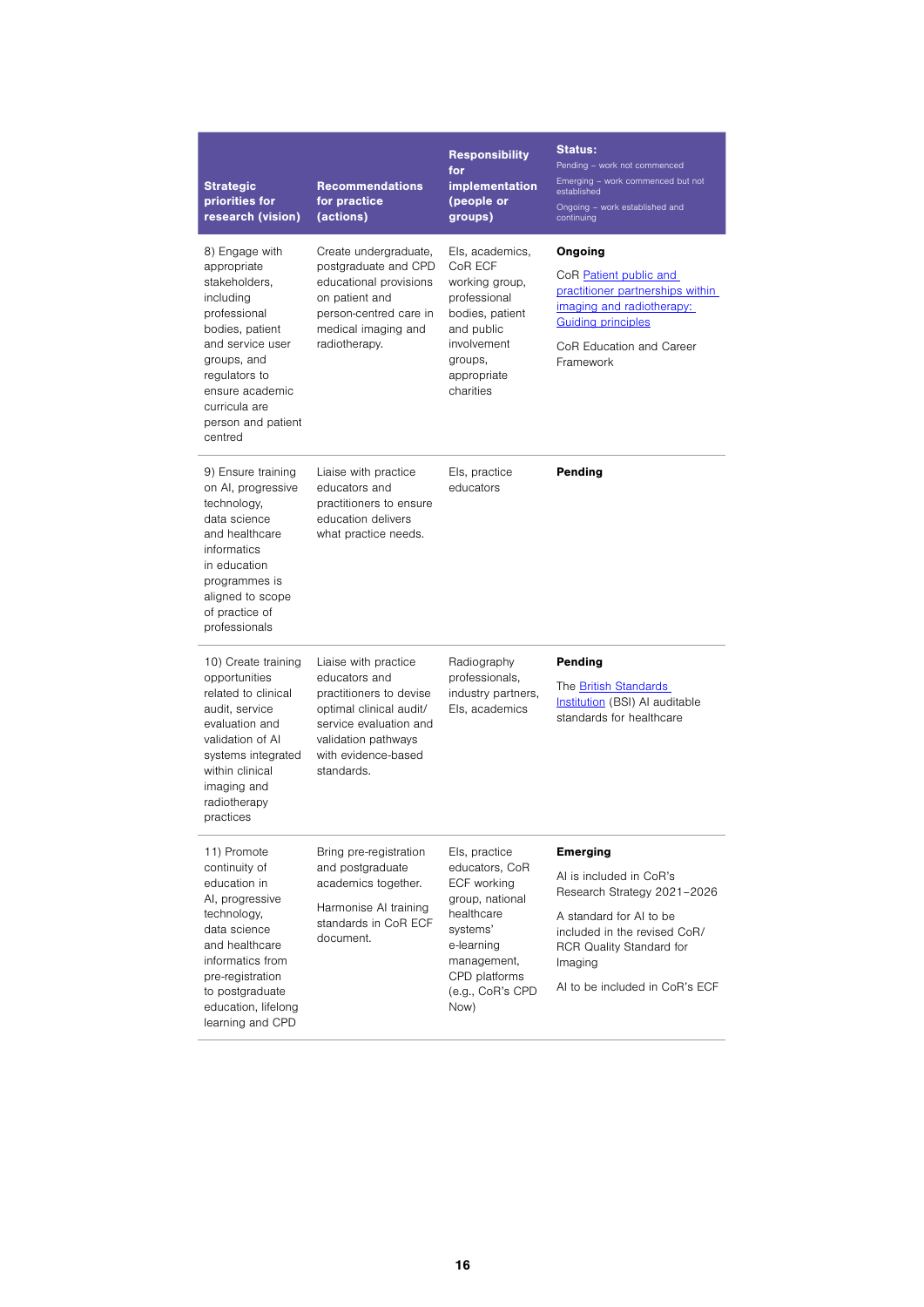| Strategic priorities for research (vision) | Recommendations for practice (actions) | Responsibility for implementation (people or groups) | Status:<br>Pending – work not commenced<br>Emerging – work commenced but not established<br>Ongoing – work established and continuing |
|---|---|---|---|
| 8) Engage with appropriate stakeholders, including professional bodies, patient and service user groups, and regulators to ensure academic curricula are person and patient centred | Create undergraduate, postgraduate and CPD educational provisions on patient and person-centred care in medical imaging and radiotherapy. | EIs, academics, CoR ECF working group, professional bodies, patient and public involvement groups, appropriate charities | **Ongoing**<br>CoR Patient public and practitioner partnerships within imaging and radiotherapy: Guiding principles<br>CoR Education and Career Framework |
| 9) Ensure training on AI, progressive technology, data science and healthcare informatics in education programmes is aligned to scope of practice of professionals | Liaise with practice educators and practitioners to ensure education delivers what practice needs. | EIs, practice educators | **Pending** |
| 10) Create training opportunities related to clinical audit, service evaluation and validation of AI systems integrated within clinical imaging and radiotherapy practices | Liaise with practice educators and practitioners to devise optimal clinical audit/ service evaluation and validation pathways with evidence-based standards. | Radiography professionals, industry partners, EIs, academics | **Pending**<br>The British Standards Institution (BSI) AI auditable standards for healthcare |
| 11) Promote continuity of education in AI, progressive technology, data science and healthcare informatics from pre-registration to postgraduate education, lifelong learning and CPD | Bring pre-registration and postgraduate academics together.<br>Harmonise AI training standards in CoR ECF document. | EIs, practice educators, CoR ECF working group, national healthcare systems' e-learning management, CPD platforms (e.g., CoR's CPD Now) | **Emerging**<br>AI is included in CoR's Research Strategy 2021–2026<br>A standard for AI to be included in the revised CoR/ RCR Quality Standard for Imaging<br>AI to be included in CoR's ECF |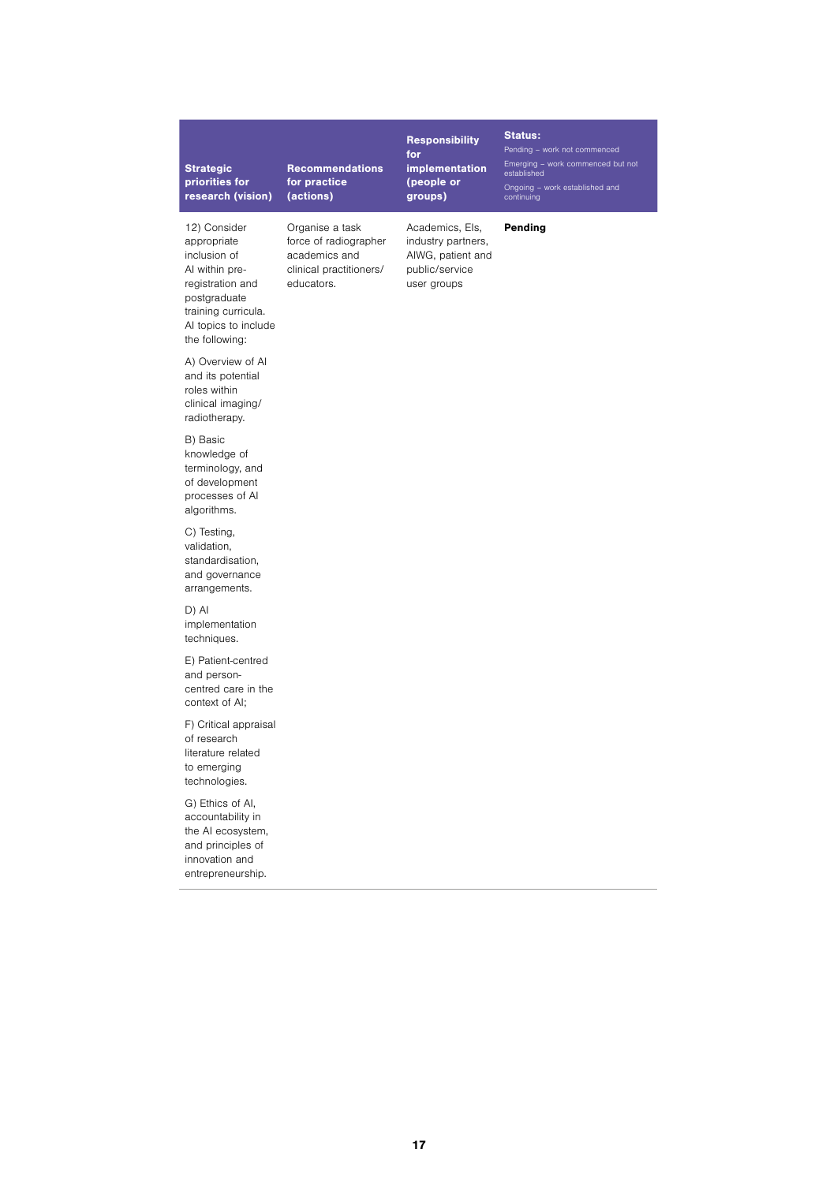| Strategic priorities for research (vision) | Recommendations for practice (actions) | Responsibility for implementation (people or groups) | **Status:** Pending – work not commenced Emerging – work commenced but not established Ongoing – work established and continuing |
|---|---|---|---|
| 12) Consider appropriate inclusion of AI within pre-registration and postgraduate training curricula. AI topics to include the following:<br><br>A) Overview of AI and its potential roles within clinical imaging/ radiotherapy.<br><br>B) Basic knowledge of terminology, and of development processes of AI algorithms.<br><br>C) Testing, validation, standardisation, and governance arrangements.<br><br>D) AI implementation techniques.<br><br>E) Patient-centred and person-centred care in the context of AI;<br><br>F) Critical appraisal of research literature related to emerging technologies.<br><br>G) Ethics of AI, accountability in the AI ecosystem, and principles of innovation and entrepreneurship. | Organise a task force of radiographer academics and clinical practitioners/ educators. | Academics, EIs, industry partners, AIWG, patient and public/service user groups | **Pending** |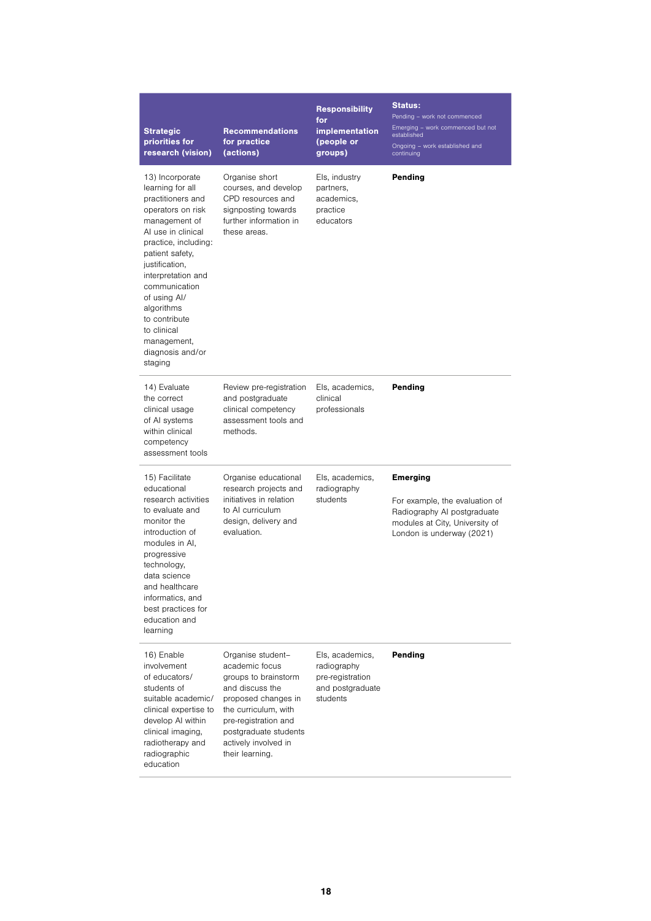| Strategic priorities for research (vision) | Recommendations for practice (actions) | Responsibility for implementation (people or groups) | Status: Pending – work not commenced Emerging – work commenced but not established Ongoing – work established and continuing |
|---|---|---|---|
| 13) Incorporate learning for all practitioners and operators on risk management of AI use in clinical practice, including: patient safety, justification, interpretation and communication of using AI/ algorithms to contribute to clinical management, diagnosis and/or staging | Organise short courses, and develop CPD resources and signposting towards further information in these areas. | EIs, industry partners, academics, practice educators | **Pending** |
| 14) Evaluate the correct clinical usage of AI systems within clinical competency assessment tools | Review pre-registration and postgraduate clinical competency assessment tools and methods. | EIs, academics, clinical professionals | **Pending** |
| 15) Facilitate educational research activities to evaluate and monitor the introduction of modules in AI, progressive technology, data science and healthcare informatics, and best practices for education and learning | Organise educational research projects and initiatives in relation to AI curriculum design, delivery and evaluation. | EIs, academics, radiography students | **Emerging** For example, the evaluation of Radiography AI postgraduate modules at City, University of London is underway (2021) |
| 16) Enable involvement of educators/ students of suitable academic/ clinical expertise to develop AI within clinical imaging, radiotherapy and radiographic education | Organise student–academic focus groups to brainstorm and discuss the proposed changes in the curriculum, with pre-registration and postgraduate students actively involved in their learning. | EIs, academics, radiography pre-registration and postgraduate students | **Pending** |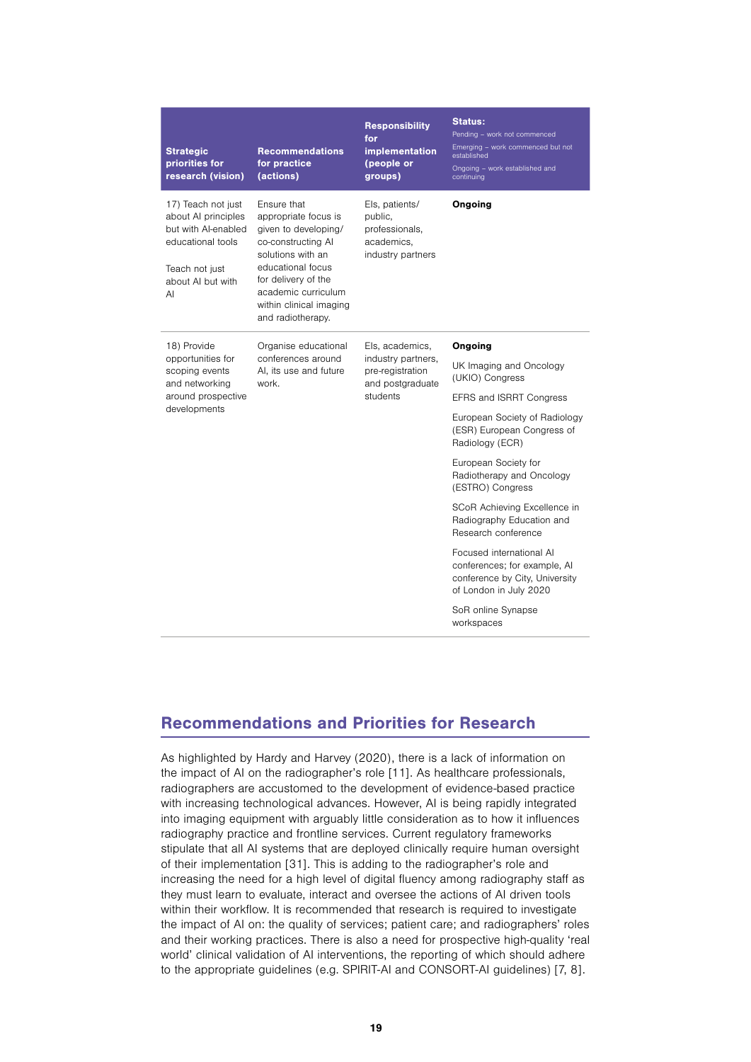| Strategic priorities for research (vision) | Recommendations for practice (actions) | Responsibility for implementation (people or groups) | Status: Pending – work not commenced Emerging – work commenced but not established Ongoing – work established and continuing |
|---|---|---|---|
| 17) Teach not just about AI principles but with AI-enabled educational tools<br><br>Teach not just about AI but with AI | Ensure that appropriate focus is given to developing/ co-constructing AI solutions with an educational focus for delivery of the academic curriculum within clinical imaging and radiotherapy. | EIs, patients/ public, professionals, academics, industry partners | **Ongoing** |
| 18) Provide opportunities for scoping events and networking around prospective developments | Organise educational conferences around AI, its use and future work. | EIs, academics, industry partners, pre-registration and postgraduate students | **Ongoing**<br><br>UK Imaging and Oncology (UKIO) Congress<br><br>EFRS and ISRRT Congress<br><br>European Society of Radiology (ESR) European Congress of Radiology (ECR)<br><br>European Society for Radiotherapy and Oncology (ESTRO) Congress<br><br>SCoR Achieving Excellence in Radiography Education and Research conference<br><br>Focused international AI conferences; for example, AI conference by City, University of London in July 2020<br><br>SoR online Synapse workspaces |

## Recommendations and Priorities for Research

As highlighted by Hardy and Harvey (2020), there is a lack of information on the impact of AI on the radiographer's role [11]. As healthcare professionals, radiographers are accustomed to the development of evidence-based practice with increasing technological advances. However, AI is being rapidly integrated into imaging equipment with arguably little consideration as to how it influences radiography practice and frontline services. Current regulatory frameworks stipulate that all AI systems that are deployed clinically require human oversight of their implementation [31]. This is adding to the radiographer's role and increasing the need for a high level of digital fluency among radiography staff as they must learn to evaluate, interact and oversee the actions of AI driven tools within their workflow. It is recommended that research is required to investigate the impact of AI on: the quality of services; patient care; and radiographers' roles and their working practices. There is also a need for prospective high-quality 'real world' clinical validation of AI interventions, the reporting of which should adhere to the appropriate guidelines (e.g. SPIRIT-AI and CONSORT-AI guidelines) [7, 8].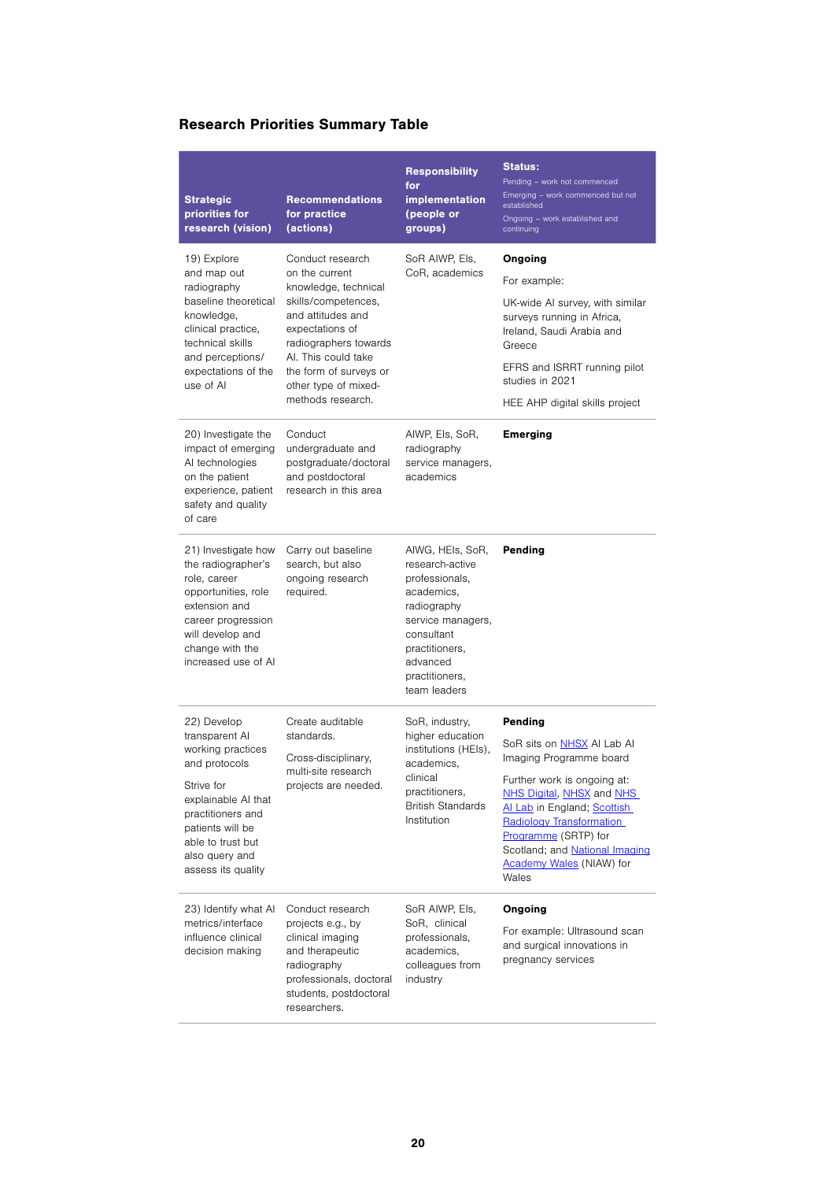## Research Priorities Summary Table

| Strategic priorities for research (vision) | Recommendations for practice (actions) | Responsibility for implementation (people or groups) | Status: Pending – work not commenced; Emerging – work commenced but not established; Ongoing – work established and continuing |
|---|---|---|---|
| 19) Explore and map out radiography baseline theoretical knowledge, clinical practice, technical skills and perceptions/ expectations of the use of AI | Conduct research on the current knowledge, technical skills/competences, and attitudes and expectations of radiographers towards AI. This could take the form of surveys or other type of mixed-methods research. | SoR AIWP, EIs, CoR, academics | **Ongoing**<br><br>For example:<br><br>UK-wide AI survey, with similar surveys running in Africa, Ireland, Saudi Arabia and Greece<br><br>EFRS and ISRRT running pilot studies in 2021<br><br>HEE AHP digital skills project |
| 20) Investigate the impact of emerging AI technologies on the patient experience, patient safety and quality of care | Conduct undergraduate and postgraduate/doctoral and postdoctoral research in this area | AIWP, EIs, SoR, radiography service managers, academics | **Emerging** |
| 21) Investigate how the radiographer's role, career opportunities, role extension and career progression will develop and change with the increased use of AI | Carry out baseline search, but also ongoing research required. | AIWG, HEIs, SoR, research-active professionals, academics, radiography service managers, consultant practitioners, advanced practitioners, team leaders | **Pending** |
| 22) Develop transparent AI working practices and protocols<br><br>Strive for explainable AI that practitioners and patients will be able to trust but also query and assess its quality | Create auditable standards.<br><br>Cross-disciplinary, multi-site research projects are needed. | SoR, industry, higher education institutions (HEIs), academics, clinical practitioners, British Standards Institution | **Pending**<br><br>SoR sits on NHSX AI Lab AI Imaging Programme board<br><br>Further work is ongoing at: NHS Digital, NHSX and NHS AI Lab in England; Scottish Radiology Transformation Programme (SRTP) for Scotland; and National Imaging Academy Wales (NIAW) for Wales |
| 23) Identify what AI metrics/interface influence clinical decision making | Conduct research projects e.g., by clinical imaging and therapeutic radiography professionals, doctoral students, postdoctoral researchers. | SoR AIWP, EIs, SoR, clinical professionals, academics, colleagues from industry | **Ongoing**<br><br>For example: Ultrasound scan and surgical innovations in pregnancy services |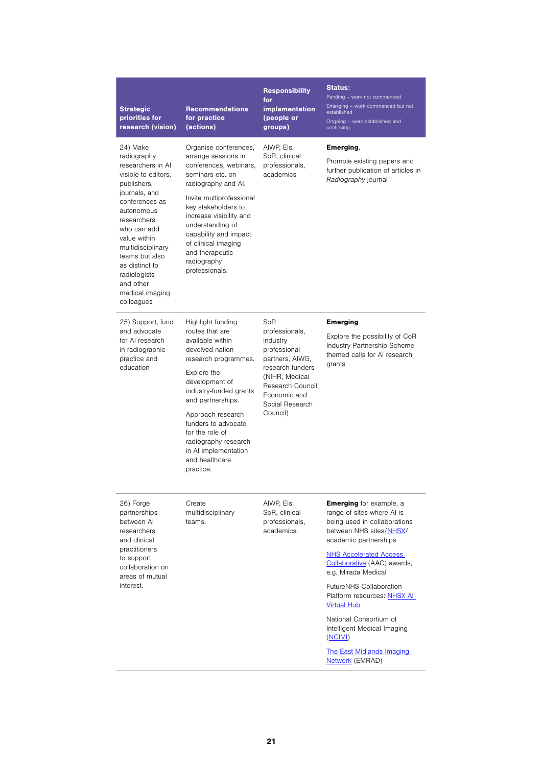| Strategic priorities for research (vision) | Recommendations for practice (actions) | Responsibility for implementation (people or groups) | Status: Pending – work not commenced Emerging – work commenced but not established Ongoing – work established and continuing |
|---|---|---|---|
| 24) Make radiography researchers in AI visible to editors, publishers, journals, and conferences as autonomous researchers who can add value within multidisciplinary teams but also as distinct to radiologists and other medical imaging colleagues | Organise conferences, arrange sessions in conferences, webinars, seminars etc. on radiography and AI. Invite multiprofessional key stakeholders to increase visibility and understanding of capability and impact of clinical imaging and therapeutic radiography professionals. | AIWP, EIs, SoR, clinical professionals, academics | **Emerging**. Promote existing papers and further publication of articles in *Radiography* journal |
| 25) Support, fund and advocate for AI research in radiographic practice and education | Highlight funding routes that are available within devolved nation research programmes. Explore the development of industry-funded grants and partnerships. Approach research funders to advocate for the role of radiography research in AI implementation and healthcare practice. | SoR professionals, industry professional partners, AIWG, research funders (NIHR, Medical Research Council, Economic and Social Research Council) | **Emerging** Explore the possibility of CoR Industry Partnership Scheme themed calls for AI research grants |
| 26) Forge partnerships between AI researchers and clinical practitioners to support collaboration on areas of mutual interest. | Create multidisciplinary teams. | AIWP, EIs, SoR, clinical professionals, academics. | **Emerging** for example, a range of sites where AI is being used in collaborations between NHS sites/NHSX/ academic partnerships NHS Accelerated Access Collaborative (AAC) awards, e.g. Mirada Medical FutureNHS Collaboration Platform resources: NHSX AI Virtual Hub National Consortium of Intelligent Medical Imaging (NCIMI) The East Midlands Imaging Network (EMRAD) |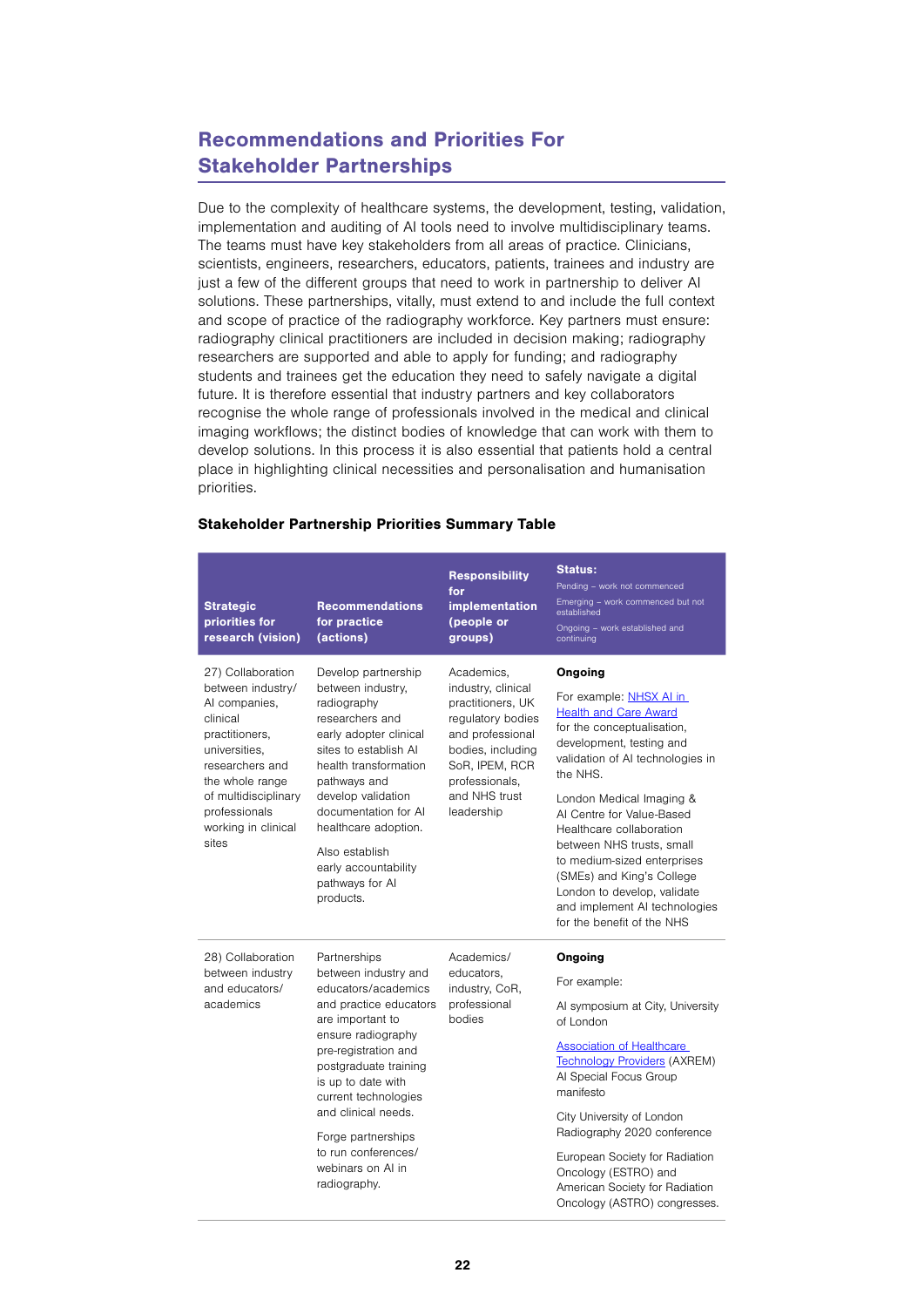## Recommendations and Priorities For Stakeholder Partnerships

Due to the complexity of healthcare systems, the development, testing, validation, implementation and auditing of AI tools need to involve multidisciplinary teams. The teams must have key stakeholders from all areas of practice. Clinicians, scientists, engineers, researchers, educators, patients, trainees and industry are just a few of the different groups that need to work in partnership to deliver AI solutions. These partnerships, vitally, must extend to and include the full context and scope of practice of the radiography workforce. Key partners must ensure: radiography clinical practitioners are included in decision making; radiography researchers are supported and able to apply for funding; and radiography students and trainees get the education they need to safely navigate a digital future. It is therefore essential that industry partners and key collaborators recognise the whole range of professionals involved in the medical and clinical imaging workflows; the distinct bodies of knowledge that can work with them to develop solutions. In this process it is also essential that patients hold a central place in highlighting clinical necessities and personalisation and humanisation priorities.

**Stakeholder Partnership Priorities Summary Table**

| Strategic priorities for research (vision) | Recommendations for practice (actions) | Responsibility for implementation (people or groups) | Status: Pending – work not commenced; Emerging – work commenced but not established; Ongoing – work established and continuing |
|---|---|---|---|
| 27) Collaboration between industry/ AI companies, clinical practitioners, universities, researchers and the whole range of multidisciplinary professionals working in clinical sites | Develop partnership between industry, radiography researchers and early adopter clinical sites to establish AI health transformation pathways and develop validation documentation for AI healthcare adoption.<br><br>Also establish early accountability pathways for AI products. | Academics, industry, clinical practitioners, UK regulatory bodies and professional bodies, including SoR, IPEM, RCR professionals, and NHS trust leadership | **Ongoing**<br><br>For example: NHSX AI in Health and Care Award for the conceptualisation, development, testing and validation of AI technologies in the NHS.<br><br>London Medical Imaging & AI Centre for Value-Based Healthcare collaboration between NHS trusts, small to medium-sized enterprises (SMEs) and King's College London to develop, validate and implement AI technologies for the benefit of the NHS |
| 28) Collaboration between industry and educators/ academics | Partnerships between industry and educators/academics and practice educators are important to ensure radiography pre-registration and postgraduate training is up to date with current technologies and clinical needs.<br><br>Forge partnerships to run conferences/ webinars on AI in radiography. | Academics/ educators, industry, CoR, professional bodies | **Ongoing**<br><br>For example:<br><br>AI symposium at City, University of London<br><br>Association of Healthcare Technology Providers (AXREM) AI Special Focus Group manifesto<br><br>City University of London Radiography 2020 conference<br><br>European Society for Radiation Oncology (ESTRO) and American Society for Radiation Oncology (ASTRO) congresses. |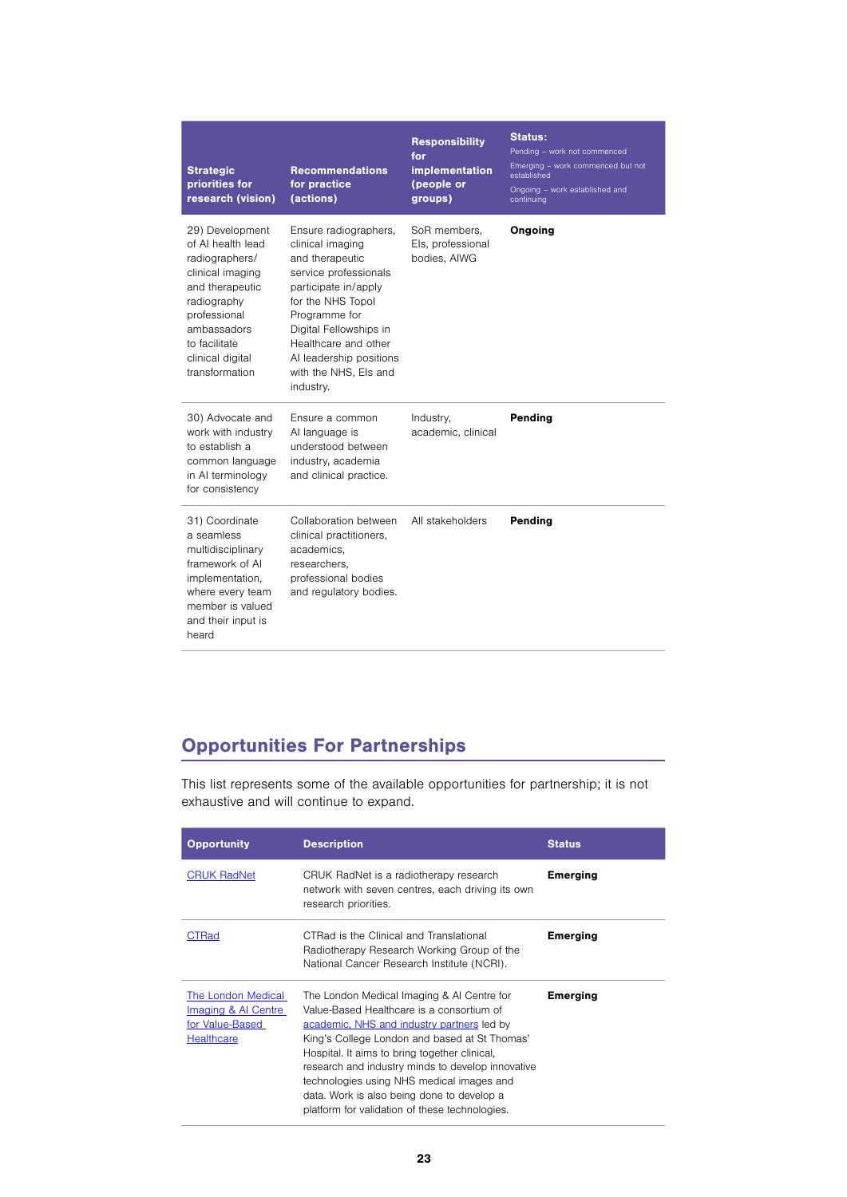| Strategic priorities for research (vision) | Recommendations for practice (actions) | Responsibility for implementation (people or groups) | Status: Pending – work not commenced Emerging – work commenced but not established Ongoing – work established and continuing |
|---|---|---|---|
| 29) Development of AI health lead radiographers/ clinical imaging and therapeutic radiography professional ambassadors to facilitate clinical digital transformation | Ensure radiographers, clinical imaging and therapeutic service professionals participate in/apply for the NHS Topol Programme for Digital Fellowships in Healthcare and other AI leadership positions with the NHS, EIs and industry. | SoR members, EIs, professional bodies, AIWG | **Ongoing** |
| 30) Advocate and work with industry to establish a common language in AI terminology for consistency | Ensure a common AI language is understood between industry, academia and clinical practice. | Industry, academic, clinical | **Pending** |
| 31) Coordinate a seamless multidisciplinary framework of AI implementation, where every team member is valued and their input is heard | Collaboration between clinical practitioners, academics, researchers, professional bodies and regulatory bodies. | All stakeholders | **Pending** |

## Opportunities For Partnerships

This list represents some of the available opportunities for partnership; it is not exhaustive and will continue to expand.

| Opportunity | Description | Status |
|---|---|---|
| CRUK RadNet | CRUK RadNet is a radiotherapy research network with seven centres, each driving its own research priorities. | **Emerging** |
| CTRad | CTRad is the Clinical and Translational Radiotherapy Research Working Group of the National Cancer Research Institute (NCRI). | **Emerging** |
| The London Medical Imaging & AI Centre for Value-Based Healthcare | The London Medical Imaging & AI Centre for Value-Based Healthcare is a consortium of academic, NHS and industry partners led by King's College London and based at St Thomas' Hospital. It aims to bring together clinical, research and industry minds to develop innovative technologies using NHS medical images and data. Work is also being done to develop a platform for validation of these technologies. | **Emerging** |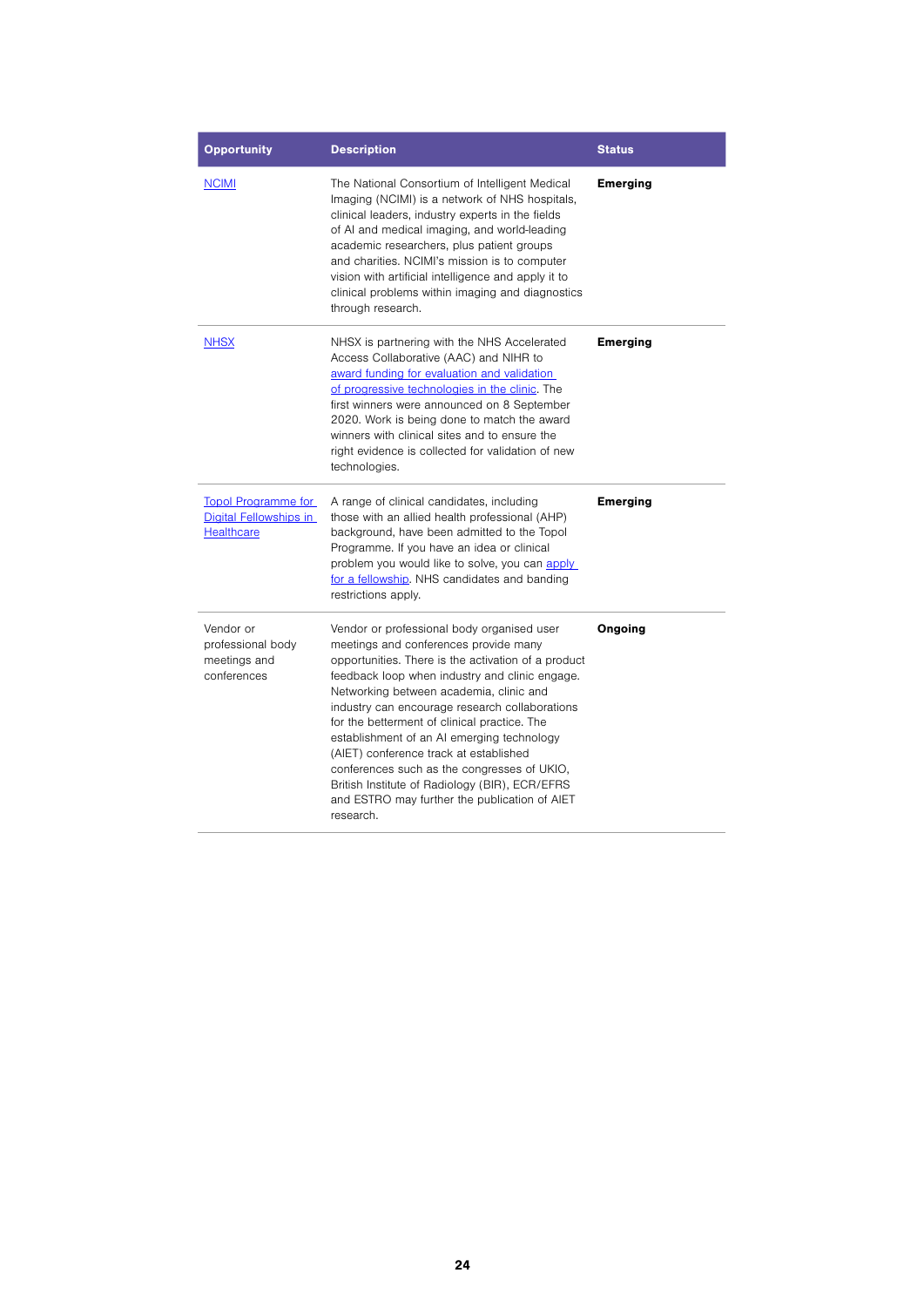| Opportunity | Description | Status |
|---|---|---|
| NCIMI | The National Consortium of Intelligent Medical Imaging (NCIMI) is a network of NHS hospitals, clinical leaders, industry experts in the fields of AI and medical imaging, and world-leading academic researchers, plus patient groups and charities. NCIMI's mission is to computer vision with artificial intelligence and apply it to clinical problems within imaging and diagnostics through research. | **Emerging** |
| NHSX | NHSX is partnering with the NHS Accelerated Access Collaborative (AAC) and NIHR to award funding for evaluation and validation of progressive technologies in the clinic. The first winners were announced on 8 September 2020. Work is being done to match the award winners with clinical sites and to ensure the right evidence is collected for validation of new technologies. | **Emerging** |
| Topol Programme for Digital Fellowships in Healthcare | A range of clinical candidates, including those with an allied health professional (AHP) background, have been admitted to the Topol Programme. If you have an idea or clinical problem you would like to solve, you can apply for a fellowship. NHS candidates and banding restrictions apply. | **Emerging** |
| Vendor or professional body meetings and conferences | Vendor or professional body organised user meetings and conferences provide many opportunities. There is the activation of a product feedback loop when industry and clinic engage. Networking between academia, clinic and industry can encourage research collaborations for the betterment of clinical practice. The establishment of an AI emerging technology (AIET) conference track at established conferences such as the congresses of UKIO, British Institute of Radiology (BIR), ECR/EFRS and ESTRO may further the publication of AIET research. | **Ongoing** |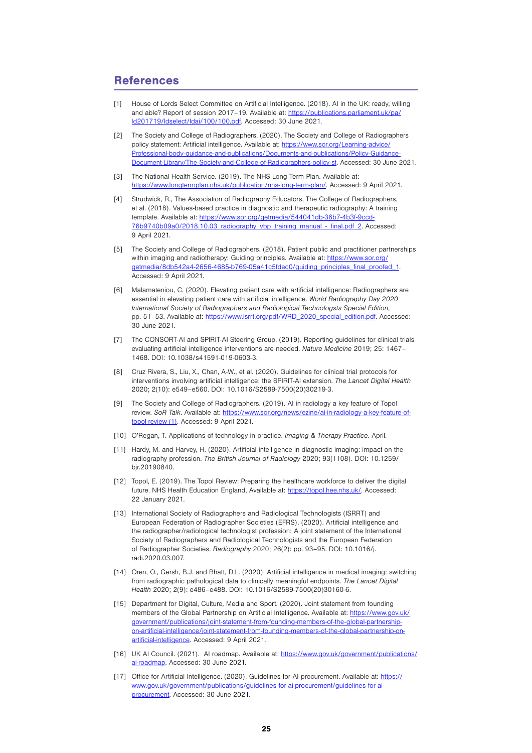## References

[1] House of Lords Select Committee on Artificial Intelligence. (2018). AI in the UK: ready, willing and able? Report of session 2017–19. Available at: https://publications.parliament.uk/pa/ld201719/ldselect/ldai/100/100.pdf. Accessed: 30 June 2021.

[2] The Society and College of Radiographers. (2020). The Society and College of Radiographers policy statement: Artificial intelligence. Available at: https://www.sor.org/Learning-advice/Professional-body-guidance-and-publications/Documents-and-publications/Policy-Guidance-Document-Library/The-Society-and-College-of-Radiographers-policy-st. Accessed: 30 June 2021.

[3] The National Health Service. (2019). The NHS Long Term Plan. Available at: https://www.longtermplan.nhs.uk/publication/nhs-long-term-plan/. Accessed: 9 April 2021.

[4] Strudwick, R., The Association of Radiography Educators, The College of Radiographers, et al. (2018). Values-based practice in diagnostic and therapeutic radiography: A training template. Available at: https://www.sor.org/getmedia/544041db-36b7-4b3f-9ccd-76b9740b09a0/2018.10.03_radiography_vbp_training_manual_-_final.pdf_2. Accessed: 9 April 2021.

[5] The Society and College of Radiographers. (2018). Patient public and practitioner partnerships within imaging and radiotherapy: Guiding principles. Available at: https://www.sor.org/getmedia/8db542a4-2656-4685-b769-05a41c5fdec0/guiding_principles_final_proofed_1. Accessed: 9 April 2021.

[6] Malamateniou, C. (2020). Elevating patient care with artificial intelligence: Radiographers are essential in elevating patient care with artificial intelligence. *World Radiography Day 2020 International Society of Radiographers and Radiological Technologsts Special Edition*, pp. 51–53. Available at: https://www.isrrt.org/pdf/WRD_2020_special_edition.pdf. Accessed: 30 June 2021.

[7] The CONSORT-AI and SPIRIT-AI Steering Group. (2019). Reporting guidelines for clinical trials evaluating artificial intelligence interventions are needed. *Nature Medicine* 2019; 25: 1467–1468. DOI: 10.1038/s41591-019-0603-3.

[8] Cruz Rivera, S., Liu, X., Chan, A-W., et al. (2020). Guidelines for clinical trial protocols for interventions involving artificial intelligence: the SPIRIT-AI extension. *The Lancet Digital Health* 2020; 2(10): e549–e560. DOI: 10.1016/S2589-7500(20)30219-3.

[9] The Society and College of Radiographers. (2019). AI in radiology a key feature of Topol review. *SoR Talk*. Available at: https://www.sor.org/news/ezine/ai-in-radiology-a-key-feature-of-topol-review-(1). Accessed: 9 April 2021.

[10] O'Regan, T. Applications of technology in practice. *Imaging & Therapy Practice*. April.

[11] Hardy, M. and Harvey, H. (2020). Artificial intelligence in diagnostic imaging: impact on the radiography profession. *The British Journal of Radiology* 2020; 93(1108). DOI: 10.1259/bjr.20190840.

[12] Topol, E. (2019). The Topol Review: Preparing the healthcare workforce to deliver the digital future. NHS Health Education England, Available at: https://topol.hee.nhs.uk/. Accessed: 22 January 2021.

[13] International Society of Radiographers and Radiological Technologists (ISRRT) and European Federation of Radiographer Societies (EFRS). (2020). Artificial intelligence and the radiographer/radiological technologist profession: A joint statement of the International Society of Radiographers and Radiological Technologists and the European Federation of Radiographer Societies. *Radiography* 2020; 26(2): pp. 93–95. DOI: 10.1016/j.radi.2020.03.007.

[14] Oren, O., Gersh, B.J. and Bhatt, D.L. (2020). Artificial intelligence in medical imaging: switching from radiographic pathological data to clinically meaningful endpoints. *The Lancet Digital Health* 2020; 2(9): e486–e488. DOI: 10.1016/S2589-7500(20)30160-6.

[15] Department for Digital, Culture, Media and Sport. (2020). Joint statement from founding members of the Global Partnership on Artificial Intelligence. Available at: https://www.gov.uk/government/publications/joint-statement-from-founding-members-of-the-global-partnership-on-artificial-intelligence/joint-statement-from-founding-members-of-the-global-partnership-on-artificial-intelligence. Accessed: 9 April 2021.

[16] UK AI Council. (2021). AI roadmap. Available at: https://www.gov.uk/government/publications/ai-roadmap. Accessed: 30 June 2021.

[17] Office for Artificial Intelligence. (2020). Guidelines for AI procurement. Available at: https://www.gov.uk/government/publications/guidelines-for-ai-procurement/guidelines-for-ai-procurement. Accessed: 30 June 2021.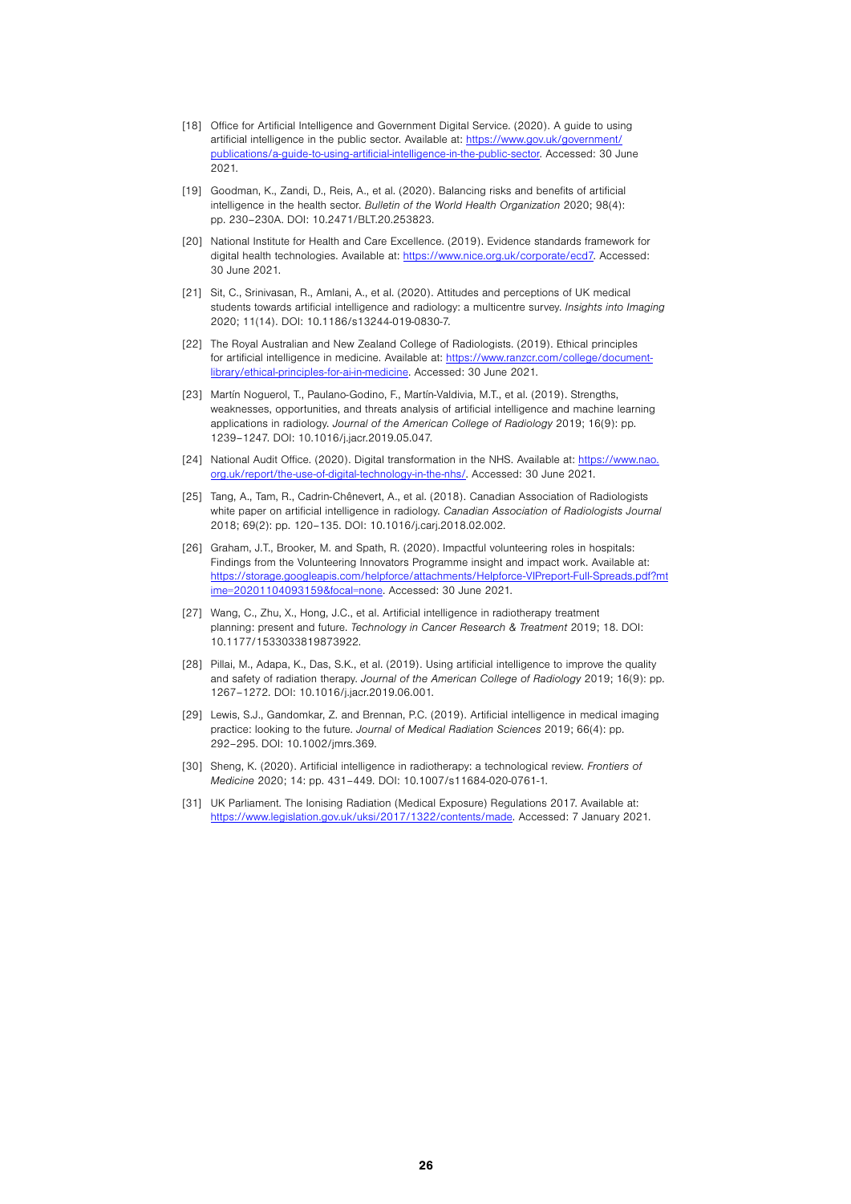[18] Office for Artificial Intelligence and Government Digital Service. (2020). A guide to using artificial intelligence in the public sector. Available at: https://www.gov.uk/government/publications/a-guide-to-using-artificial-intelligence-in-the-public-sector. Accessed: 30 June 2021.

[19] Goodman, K., Zandi, D., Reis, A., et al. (2020). Balancing risks and benefits of artificial intelligence in the health sector. *Bulletin of the World Health Organization* 2020; 98(4): pp. 230–230A. DOI: 10.2471/BLT.20.253823.

[20] National Institute for Health and Care Excellence. (2019). Evidence standards framework for digital health technologies. Available at: https://www.nice.org.uk/corporate/ecd7. Accessed: 30 June 2021.

[21] Sit, C., Srinivasan, R., Amlani, A., et al. (2020). Attitudes and perceptions of UK medical students towards artificial intelligence and radiology: a multicentre survey. *Insights into Imaging* 2020; 11(14). DOI: 10.1186/s13244-019-0830-7.

[22] The Royal Australian and New Zealand College of Radiologists. (2019). Ethical principles for artificial intelligence in medicine. Available at: https://www.ranzcr.com/college/document-library/ethical-principles-for-ai-in-medicine. Accessed: 30 June 2021.

[23] Martín Noguerol, T., Paulano-Godino, F., Martín-Valdivia, M.T., et al. (2019). Strengths, weaknesses, opportunities, and threats analysis of artificial intelligence and machine learning applications in radiology. *Journal of the American College of Radiology* 2019; 16(9): pp. 1239–1247. DOI: 10.1016/j.jacr.2019.05.047.

[24] National Audit Office. (2020). Digital transformation in the NHS. Available at: https://www.nao.org.uk/report/the-use-of-digital-technology-in-the-nhs/. Accessed: 30 June 2021.

[25] Tang, A., Tam, R., Cadrin-Chênevert, A., et al. (2018). Canadian Association of Radiologists white paper on artificial intelligence in radiology. *Canadian Association of Radiologists Journal* 2018; 69(2): pp. 120–135. DOI: 10.1016/j.carj.2018.02.002.

[26] Graham, J.T., Brooker, M. and Spath, R. (2020). Impactful volunteering roles in hospitals: Findings from the Volunteering Innovators Programme insight and impact work. Available at: https://storage.googleapis.com/helpforce/attachments/Helpforce-VIPreport-Full-Spreads.pdf?mtime=20201104093159&focal=none. Accessed: 30 June 2021.

[27] Wang, C., Zhu, X., Hong, J.C., et al. Artificial intelligence in radiotherapy treatment planning: present and future. *Technology in Cancer Research & Treatment* 2019; 18. DOI: 10.1177/1533033819873922.

[28] Pillai, M., Adapa, K., Das, S.K., et al. (2019). Using artificial intelligence to improve the quality and safety of radiation therapy. *Journal of the American College of Radiology* 2019; 16(9): pp. 1267–1272. DOI: 10.1016/j.jacr.2019.06.001.

[29] Lewis, S.J., Gandomkar, Z. and Brennan, P.C. (2019). Artificial intelligence in medical imaging practice: looking to the future. *Journal of Medical Radiation Sciences* 2019; 66(4): pp. 292–295. DOI: 10.1002/jmrs.369.

[30] Sheng, K. (2020). Artificial intelligence in radiotherapy: a technological review. *Frontiers of Medicine* 2020; 14: pp. 431–449. DOI: 10.1007/s11684-020-0761-1.

[31] UK Parliament. The Ionising Radiation (Medical Exposure) Regulations 2017. Available at: https://www.legislation.gov.uk/uksi/2017/1322/contents/made. Accessed: 7 January 2021.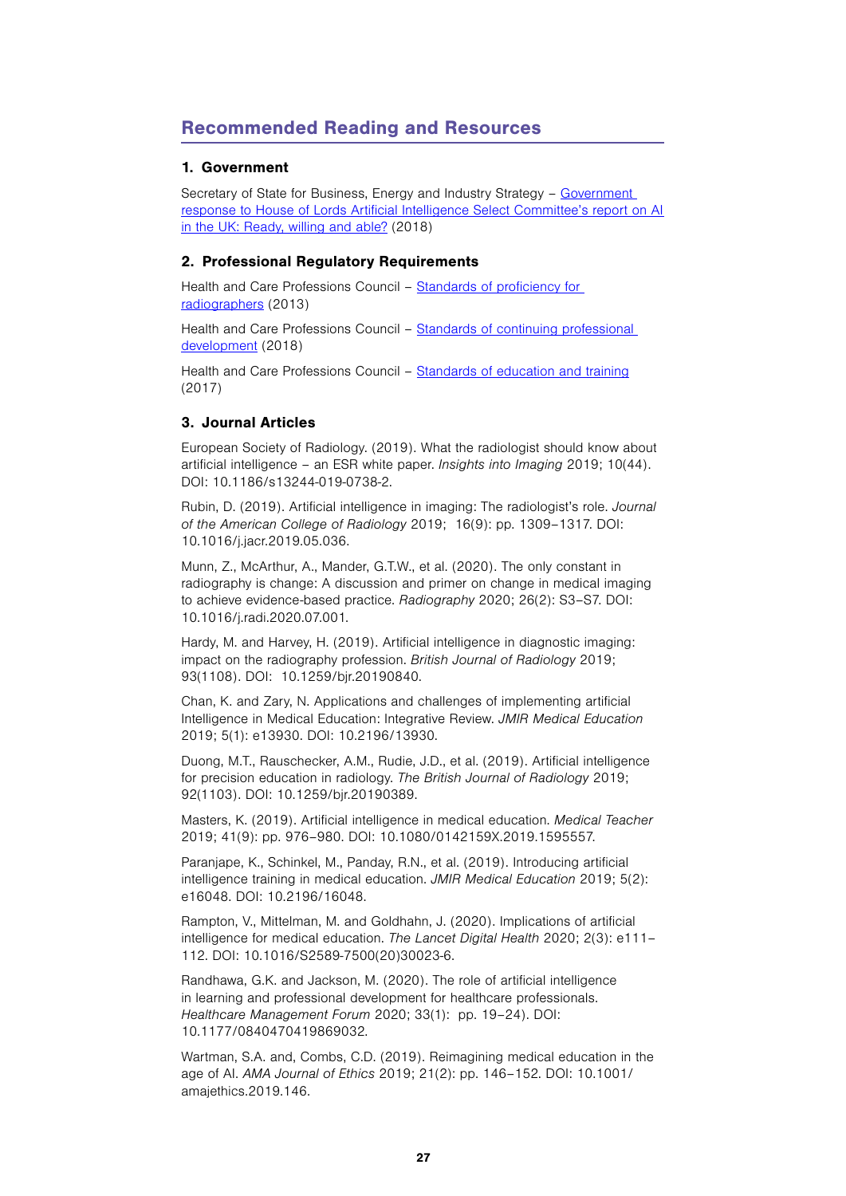## Recommended Reading and Resources

### 1. Government

Secretary of State for Business, Energy and Industry Strategy – Government response to House of Lords Artificial Intelligence Select Committee's report on AI in the UK: Ready, willing and able? (2018)

### 2. Professional Regulatory Requirements

Health and Care Professions Council – Standards of proficiency for radiographers (2013)

Health and Care Professions Council – Standards of continuing professional development (2018)

Health and Care Professions Council – Standards of education and training (2017)

### 3. Journal Articles

European Society of Radiology. (2019). What the radiologist should know about artificial intelligence – an ESR white paper. *Insights into Imaging* 2019; 10(44). DOI: 10.1186/s13244-019-0738-2.

Rubin, D. (2019). Artificial intelligence in imaging: The radiologist's role. *Journal of the American College of Radiology* 2019; 16(9): pp. 1309–1317. DOI: 10.1016/j.jacr.2019.05.036.

Munn, Z., McArthur, A., Mander, G.T.W., et al. (2020). The only constant in radiography is change: A discussion and primer on change in medical imaging to achieve evidence-based practice. *Radiography* 2020; 26(2): S3–S7. DOI: 10.1016/j.radi.2020.07.001.

Hardy, M. and Harvey, H. (2019). Artificial intelligence in diagnostic imaging: impact on the radiography profession. *British Journal of Radiology* 2019; 93(1108). DOI: 10.1259/bjr.20190840.

Chan, K. and Zary, N. Applications and challenges of implementing artificial Intelligence in Medical Education: Integrative Review. *JMIR Medical Education* 2019; 5(1): e13930. DOI: 10.2196/13930.

Duong, M.T., Rauschecker, A.M., Rudie, J.D., et al. (2019). Artificial intelligence for precision education in radiology. *The British Journal of Radiology* 2019; 92(1103). DOI: 10.1259/bjr.20190389.

Masters, K. (2019). Artificial intelligence in medical education. *Medical Teacher* 2019; 41(9): pp. 976–980. DOI: 10.1080/0142159X.2019.1595557.

Paranjape, K., Schinkel, M., Panday, R.N., et al. (2019). Introducing artificial intelligence training in medical education. *JMIR Medical Education* 2019; 5(2): e16048. DOI: 10.2196/16048.

Rampton, V., Mittelman, M. and Goldhahn, J. (2020). Implications of artificial intelligence for medical education. *The Lancet Digital Health* 2020; 2(3): e111–112. DOI: 10.1016/S2589-7500(20)30023-6.

Randhawa, G.K. and Jackson, M. (2020). The role of artificial intelligence in learning and professional development for healthcare professionals. *Healthcare Management Forum* 2020; 33(1): pp. 19–24). DOI: 10.1177/0840470419869032.

Wartman, S.A. and, Combs, C.D. (2019). Reimagining medical education in the age of AI. *AMA Journal of Ethics* 2019; 21(2): pp. 146–152. DOI: 10.1001/amajethics.2019.146.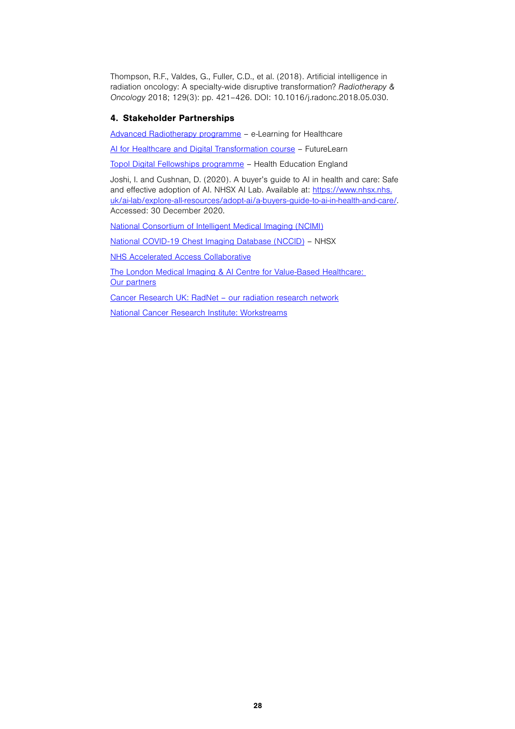Thompson, R.F., Valdes, G., Fuller, C.D., et al. (2018). Artificial intelligence in radiation oncology: A specialty-wide disruptive transformation? *Radiotherapy & Oncology* 2018; 129(3): pp. 421–426. DOI: 10.1016/j.radonc.2018.05.030.

## 4. Stakeholder Partnerships

Advanced Radiotherapy programme – e-Learning for Healthcare

AI for Healthcare and Digital Transformation course – FutureLearn

Topol Digital Fellowships programme – Health Education England

Joshi, I. and Cushnan, D. (2020). A buyer's guide to AI in health and care: Safe and effective adoption of AI. NHSX AI Lab. Available at: https://www.nhsx.nhs.uk/ai-lab/explore-all-resources/adopt-ai/a-buyers-guide-to-ai-in-health-and-care/. Accessed: 30 December 2020.

National Consortium of Intelligent Medical Imaging (NCIMI)

National COVID-19 Chest Imaging Database (NCCID) – NHSX

NHS Accelerated Access Collaborative

The London Medical Imaging & AI Centre for Value-Based Healthcare: Our partners

Cancer Research UK: RadNet – our radiation research network

National Cancer Research Institute: Workstreams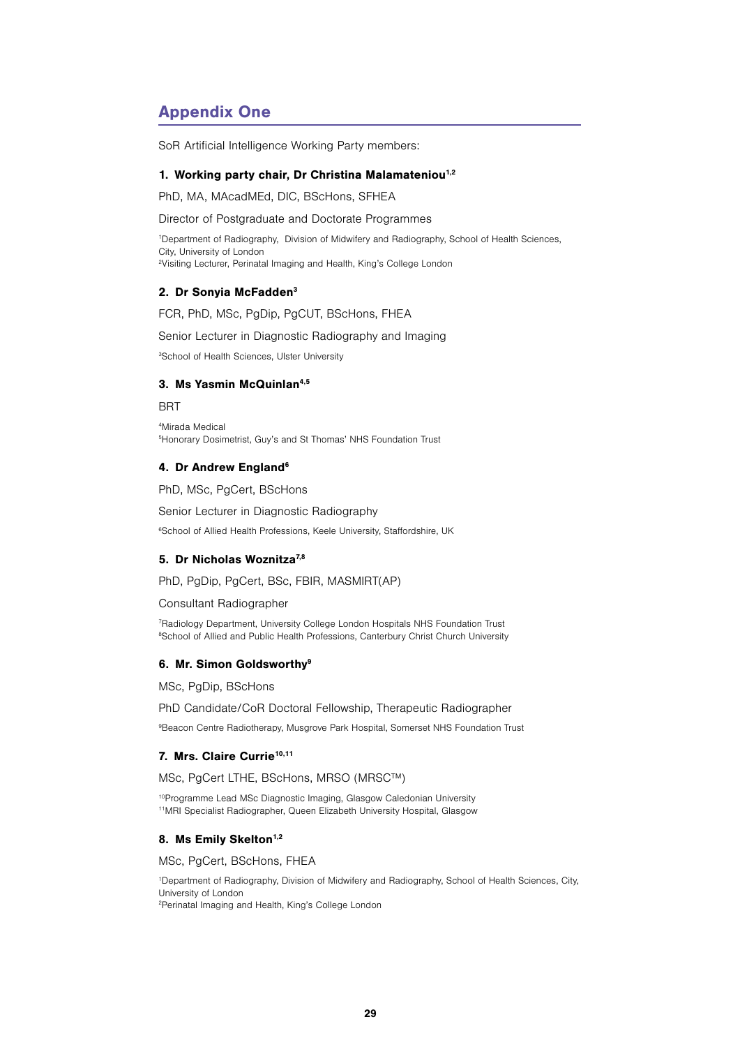## Appendix One

SoR Artificial Intelligence Working Party members:

### 1. Working party chair, Dr Christina Malamateniou[1,2]

PhD, MA, MAcadMEd, DIC, BScHons, SFHEA

Director of Postgraduate and Doctorate Programmes

[1]Department of Radiography, Division of Midwifery and Radiography, School of Health Sciences, City, University of London
[2]Visiting Lecturer, Perinatal Imaging and Health, King's College London

### 2. Dr Sonyia McFadden[3]

FCR, PhD, MSc, PgDip, PgCUT, BScHons, FHEA

Senior Lecturer in Diagnostic Radiography and Imaging

[3]School of Health Sciences, Ulster University

### 3. Ms Yasmin McQuinlan[4,5]

BRT

[4]Mirada Medical
[5]Honorary Dosimetrist, Guy's and St Thomas' NHS Foundation Trust

### 4. Dr Andrew England[6]

PhD, MSc, PgCert, BScHons

Senior Lecturer in Diagnostic Radiography

[6]School of Allied Health Professions, Keele University, Staffordshire, UK

### 5. Dr Nicholas Woznitza[7,8]

PhD, PgDip, PgCert, BSc, FBIR, MASMIRT(AP)

Consultant Radiographer

[7]Radiology Department, University College London Hospitals NHS Foundation Trust
[8]School of Allied and Public Health Professions, Canterbury Christ Church University

### 6. Mr. Simon Goldsworthy[9]

MSc, PgDip, BScHons

PhD Candidate/CoR Doctoral Fellowship, Therapeutic Radiographer

[9]Beacon Centre Radiotherapy, Musgrove Park Hospital, Somerset NHS Foundation Trust

### 7. Mrs. Claire Currie[10,11]

MSc, PgCert LTHE, BScHons, MRSO (MRSC™)

[10]Programme Lead MSc Diagnostic Imaging, Glasgow Caledonian University
[11]MRI Specialist Radiographer, Queen Elizabeth University Hospital, Glasgow

### 8. Ms Emily Skelton[1,2]

MSc, PgCert, BScHons, FHEA

[1]Department of Radiography, Division of Midwifery and Radiography, School of Health Sciences, City, University of London
[2]Perinatal Imaging and Health, King's College London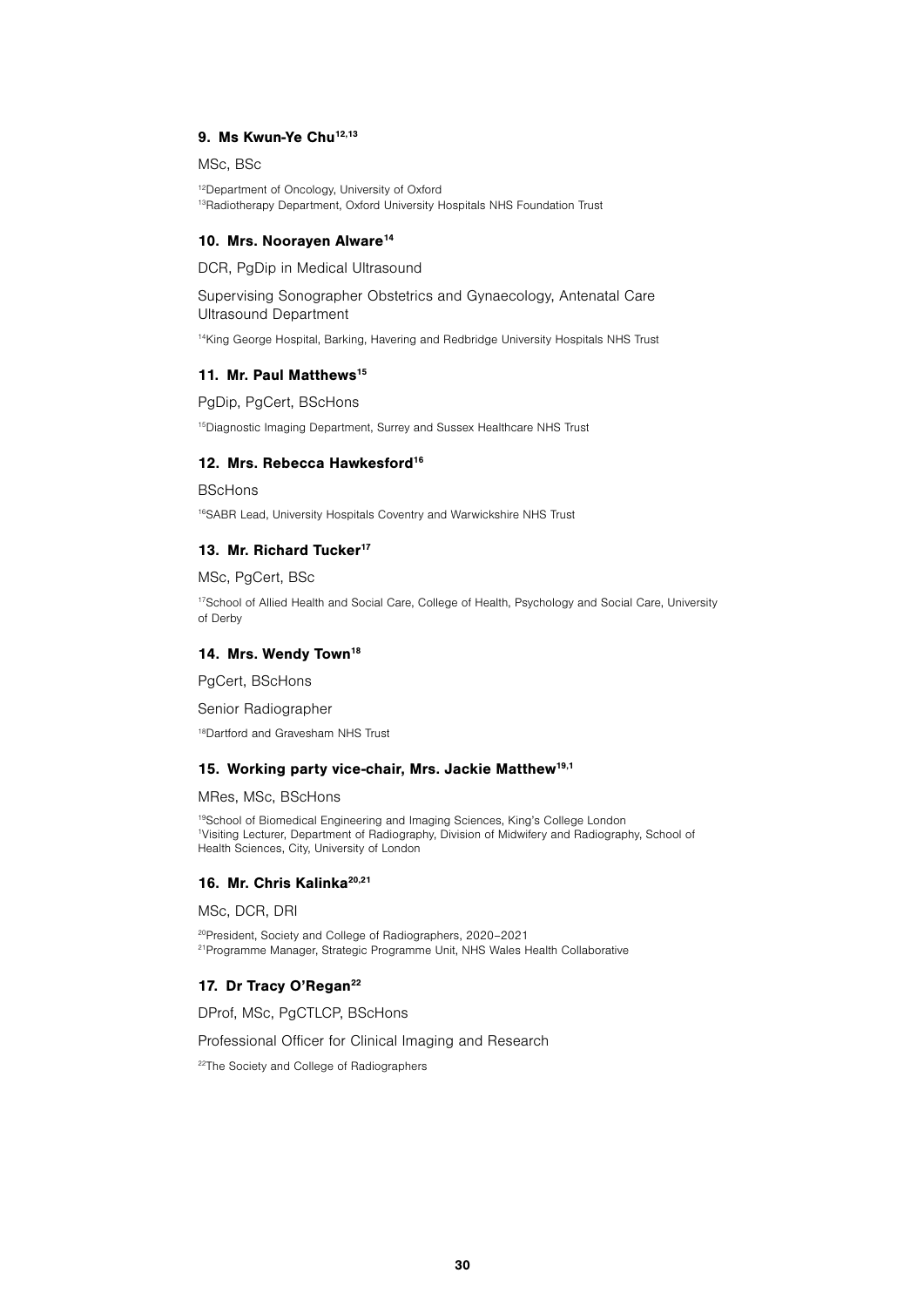### 9. Ms Kwun-Ye Chu[12,13]

MSc, BSc

[12]Department of Oncology, University of Oxford
[13]Radiotherapy Department, Oxford University Hospitals NHS Foundation Trust

### 10. Mrs. Noorayen Alware[14]

DCR, PgDip in Medical Ultrasound

Supervising Sonographer Obstetrics and Gynaecology, Antenatal Care Ultrasound Department

[14]King George Hospital, Barking, Havering and Redbridge University Hospitals NHS Trust

### 11. Mr. Paul Matthews[15]

PgDip, PgCert, BScHons

[15]Diagnostic Imaging Department, Surrey and Sussex Healthcare NHS Trust

### 12. Mrs. Rebecca Hawkesford[16]

BScHons

[16]SABR Lead, University Hospitals Coventry and Warwickshire NHS Trust

### 13. Mr. Richard Tucker[17]

MSc, PgCert, BSc

[17]School of Allied Health and Social Care, College of Health, Psychology and Social Care, University of Derby

### 14. Mrs. Wendy Town[18]

PgCert, BScHons

Senior Radiographer

[18]Dartford and Gravesham NHS Trust

### 15. Working party vice-chair, Mrs. Jackie Matthew[19,1]

MRes, MSc, BScHons

[19]School of Biomedical Engineering and Imaging Sciences, King's College London
[1]Visiting Lecturer, Department of Radiography, Division of Midwifery and Radiography, School of Health Sciences, City, University of London

### 16. Mr. Chris Kalinka[20,21]

MSc, DCR, DRI

[20]President, Society and College of Radiographers, 2020–2021
[21]Programme Manager, Strategic Programme Unit, NHS Wales Health Collaborative

### 17. Dr Tracy O'Regan[22]

DProf, MSc, PgCTLCP, BScHons

Professional Officer for Clinical Imaging and Research

[22]The Society and College of Radiographers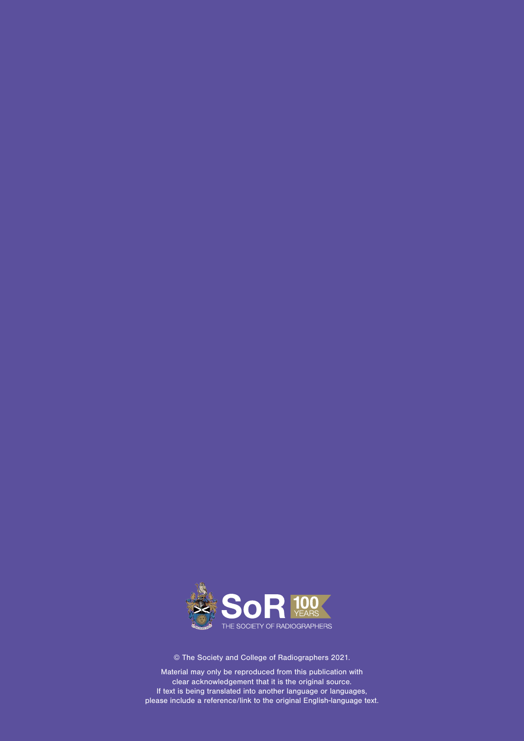SoR 100 YEARS

THE SOCIETY OF RADIOGRAPHERS

© The Society and College of Radiographers 2021.

Material may only be reproduced from this publication with clear acknowledgement that it is the original source.
If text is being translated into another language or languages, please include a reference/link to the original English-language text.